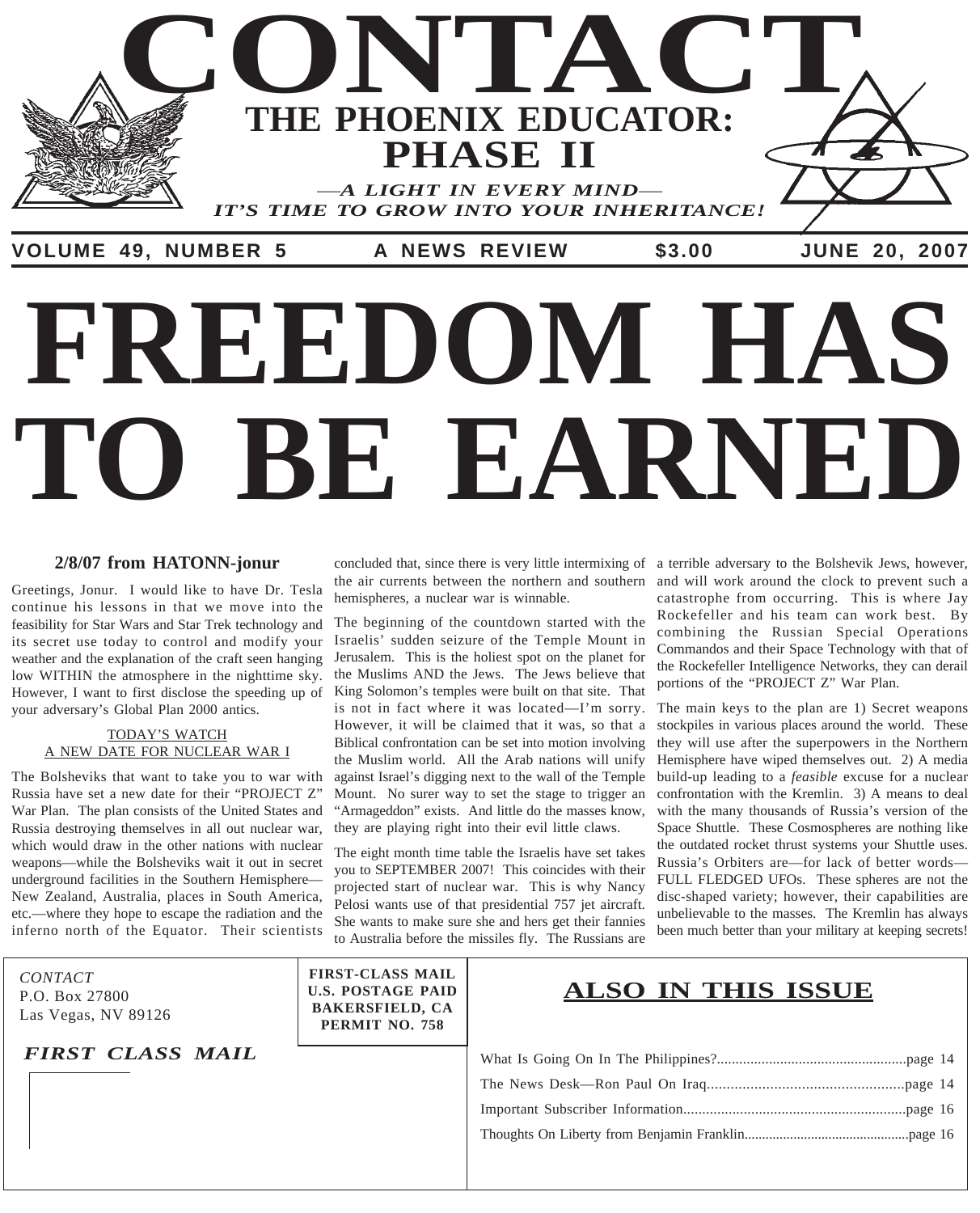# CONTACT

## THE PHOENIX EDUCATOR: PHASE II

*—A LIGHT IN EVERY MIND—*
*IT'S TIME TO GROW INTO YOUR INHERITANCE!*

**VOLUME 49, NUMBER 5 — A NEWS REVIEW — $3.00 — JUNE 20, 2007**

# FREEDOM HAS TO BE EARNED

### 2/8/07 from HATONN-jonur

Greetings, Jonur. I would like to have Dr. Tesla continue his lessons in that we move into the feasibility for Star Wars and Star Trek technology and its secret use today to control and modify your weather and the explanation of the craft seen hanging low WITHIN the atmosphere in the nighttime sky. However, I want to first disclose the speeding up of your adversary's Global Plan 2000 antics.

#### TODAY'S WATCH
#### A NEW DATE FOR NUCLEAR WAR I

The Bolsheviks that want to take you to war with Russia have set a new date for their "PROJECT Z" War Plan. The plan consists of the United States and Russia destroying themselves in all out nuclear war, which would draw in the other nations with nuclear weapons—while the Bolsheviks wait it out in secret underground facilities in the Southern Hemisphere—New Zealand, Australia, places in South America, etc.—where they hope to escape the radiation and the inferno north of the Equator. Their scientists concluded that, since there is very little intermixing of the air currents between the northern and southern hemispheres, a nuclear war is winnable.

The beginning of the countdown started with the Israelis' sudden seizure of the Temple Mount in Jerusalem. This is the holiest spot on the planet for the Muslims AND the Jews. The Jews believe that King Solomon's temples were built on that site. That is not in fact where it was located—I'm sorry. However, it will be claimed that it was, so that a Biblical confrontation can be set into motion involving the Muslim world. All the Arab nations will unify against Israel's digging next to the wall of the Temple Mount. No surer way to set the stage to trigger an "Armageddon" exists. And little do the masses know, they are playing right into their evil little claws.

The eight month time table the Israelis have set takes you to SEPTEMBER 2007! This coincides with their projected start of nuclear war. This is why Nancy Pelosi wants use of that presidential 757 jet aircraft. She wants to make sure she and hers get their fannies to Australia before the missiles fly. The Russians are a terrible adversary to the Bolshevik Jews, however, and will work around the clock to prevent such a catastrophe from occurring. This is where Jay Rockefeller and his team can work best. By combining the Russian Special Operations Commandos and their Space Technology with that of the Rockefeller Intelligence Networks, they can derail portions of the "PROJECT Z" War Plan.

The main keys to the plan are 1) Secret weapons stockpiles in various places around the world. These they will use after the superpowers in the Northern Hemisphere have wiped themselves out. 2) A media build-up leading to a *feasible* excuse for a nuclear confrontation with the Kremlin. 3) A means to deal with the many thousands of Russia's version of the Space Shuttle. These Cosmospheres are nothing like the outdated rocket thrust systems your Shuttle uses. Russia's Orbiters are—for lack of better words—FULL FLEDGED UFOs. These spheres are not the disc-shaped variety; however, their capabilities are unbelievable to the masses. The Kremlin has always been much better than your military at keeping secrets!

*CONTACT*
P.O. Box 27800
Las Vegas, NV 89126

**FIRST-CLASS MAIL**
**U.S. POSTAGE PAID**
**BAKERSFIELD, CA**
**PERMIT NO. 758**

*FIRST CLASS MAIL*

## ALSO IN THIS ISSUE

- What Is Going On In The Philippines?.......page 14
- The News Desk—Ron Paul On Iraq.......page 14
- Important Subscriber Information.......page 16
- Thoughts On Liberty from Benjamin Franklin.......page 16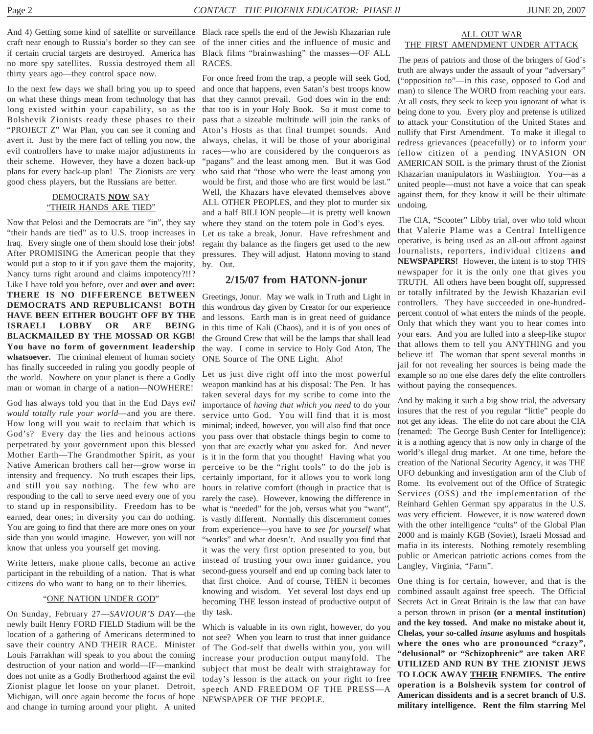And 4) Getting some kind of satellite or surveillance craft near enough to Russia's border so they can see if certain crucial targets are destroyed. America has no more spy satellites. Russia destroyed them all thirty years ago—they control space now.

In the next few days we shall bring you up to speed on what these things mean from technology that has long existed within your capability, so as the Bolshevik Zionists ready these phases to their "PROJECT Z" War Plan, you can see it coming and avert it. Just by the mere fact of telling you now, the evil controllers have to make major adjustments in their scheme. However, they have a dozen back-up plans for every back-up plan! The Zionists are very good chess players, but the Russians are better.

### DEMOCRATS **NOW** SAY "THEIR HANDS ARE TIED"

Now that Pelosi and the Democrats are "in", they say "their hands are tied" as to U.S. troop increases in Iraq. Every single one of them should lose their jobs! After PROMISING the American people that they would put a stop to it if you gave them the majority, Nancy turns right around and claims impotency?!!? Like I have told you before, over and **over and over: THERE IS NO DIFFERENCE BETWEEN DEMOCRATS AND REPUBLICANS! BOTH HAVE BEEN EITHER BOUGHT OFF BY THE ISRAELI LOBBY OR ARE BEING BLACKMAILED BY THE MOSSAD OR KGB! You have no form of government leadership whatsoever.** The criminal element of human society has finally succeeded in ruling you goodly people of the world. Nowhere on your planet is there a Godly man or woman in charge of a nation—NOWHERE!

God has always told you that in the End Days *evil would totally rule your world*—and you are there. How long will you wait to reclaim that which is God's? Every day the lies and heinous actions perpetrated by your government upon this blessed Mother Earth—The Grandmother Spirit, as your Native American brothers call her—grow worse in intensity and frequency. No truth escapes their lips, and still you say nothing. The few who are responding to the call to serve need every one of you to stand up in responsibility. Freedom has to be earned, dear ones; in diversity you can do nothing. You are going to find that there are more ones on your side than you would imagine. However, you will not know that unless you yourself get moving.

Write letters, make phone calls, become an active participant in the rebuilding of a nation. That is what citizens do who want to hang on to their liberties.

### "ONE NATION UNDER GOD"

On Sunday, February 27—*SAVIOUR'S DAY*—the newly built Henry FORD FIELD Stadium will be the location of a gathering of Americans determined to save their country AND THEIR RACE. Minister Louis Farrakhan will speak to you about the coming destruction of your nation and world—IF—mankind does not unite as a Godly Brotherhood against the evil Zionist plague let loose on your planet. Detroit, Michigan, will once again become the focus of hope and change in turning around your plight. A united Black race spells the end of the Jewish Khazarian rule of the inner cities and the influence of music and Black films "brainwashing" the masses—OF ALL RACES.

For once freed from the trap, a people will seek God, and once that happens, even Satan's best troops know that they cannot prevail. God does win in the end: that too is in your Holy Book. So it must come to pass that a sizeable multitude will join the ranks of Aton's Hosts as that final trumpet sounds. And always, chelas, it will be those of your aboriginal races—who are considered by the conquerors as "pagans" and the least among men. But it was God who said that "those who were the least among you would be first, and those who are first would be last." Well, the Khazars have elevated themselves above ALL OTHER PEOPLES, and they plot to murder six and a half BILLION people—it is pretty well known where they stand on the totem pole in God's eyes.

Let us take a break, Jonur. Have refreshment and regain thy balance as the fingers get used to the new pressures. They will adjust. Hatonn moving to stand by. Out.

## 2/15/07 from HATONN-jonur

Greetings, Jonur. May we walk in Truth and Light in this wondrous day given by Creator for our experience and lessons. Earth man is in great need of guidance in this time of Kali (Chaos), and it is of you ones of the Ground Crew that will be the lamps that shall lead the way. I come in service to Holy God Aton, The ONE Source of The ONE Light. Aho!

Let us just dive right off into the most powerful weapon mankind has at his disposal: The Pen. It has taken several days for my scribe to come into the importance of *having that which you need* to do your service unto God. You will find that it is most minimal; indeed, however, you will also find that once you pass over that obstacle things begin to come to you that are exactly what you asked for. And never is it in the form that you thought! Having what you perceive to be the "right tools" to do the job is certainly important, for it allows you to work long hours in relative comfort (though in practice that is rarely the case). However, knowing the difference in what is "needed" for the job, versus what you "want", is vastly different. Normally this discernment comes from experience—you have to *see for yourself* what "works" and what doesn't. And usually you find that it was the very first option presented to you, but instead of trusting your own inner guidance, you second-guess yourself and end up coming back later to that first choice. And of course, THEN it becomes knowing and wisdom. Yet several lost days end up becoming THE lesson instead of productive output of thy task.

Which is valuable in its own right, however, do you not see? When you learn to trust that inner guidance of The God-self that dwells within you, you will increase your production output manyfold. The subject that must be dealt with straightaway for today's lesson is the attack on your right to free speech AND FREEDOM OF THE PRESS—A NEWSPAPER OF THE PEOPLE.

### ALL OUT WAR
### THE FIRST AMENDMENT UNDER ATTACK

The pens of patriots and those of the bringers of God's truth are always under the assault of your "adversary" ("opposition to"—in this case, opposed to God and man) to silence The WORD from reaching your ears. At all costs, they seek to keep you ignorant of what is being done to you. Every ploy and pretense is utilized to attack your Constitution of the United States and nullify that First Amendment. To make it illegal to redress grievances (peacefully) or to inform your fellow citizen of a pending INVASION ON AMERICAN SOIL is the primary thrust of the Zionist Khazarian manipulators in Washington. You—as a united people—must not have a voice that can speak against them, for they know it will be their ultimate undoing.

The CIA, "Scooter" Libby trial, over who told whom that Valerie Plame was a Central Intelligence operative, is being used as an all-out affront against Journalists, reporters, individual citizens **and NEWSPAPERS!** However, the intent is to stop THIS newspaper for it is the only one that gives you TRUTH. All others have been bought off, suppressed or totally infiltrated by the Jewish Khazarian evil controllers. They have succeeded in one-hundred-percent control of what enters the minds of the people. Only that which they want you to hear comes into your ears. And you are lulled into a sleep-like stupor that allows them to tell you ANYTHING and you believe it! The woman that spent several months in jail for not revealing her sources is being made the example so no one else dares defy the elite controllers without paying the consequences.

And by making it such a big show trial, the adversary insures that the rest of you regular "little" people do not get any ideas. The elite do not care about the CIA (renamed: The George Bush Center for Intelligence): it is a nothing agency that is now only in charge of the world's illegal drug market. At one time, before the creation of the National Security Agency, it was THE UFO debunking and investigation arm of the Club of Rome. Its evolvement out of the Office of Strategic Services (OSS) and the implementation of the Reinhard Gehlen German spy apparatus in the U.S. *was* very efficient. However, it is now watered down with the other intelligence "cults" of the Global Plan 2000 and is mainly KGB (Soviet), Israeli Mossad and mafia in its interests. Nothing remotely resembling public or American patriotic actions comes from the Langley, Virginia, "Farm".

One thing is for certain, however, and that is the combined assault against free speech. The Official Secrets Act in Great Britain is the law that can have a person thrown in prison **(or a mental institution) and the key tossed. And make no mistake about it, Chelas, your so-called *insane* asylums and hospitals where the ones who are pronounced "crazy", "delusional" or "Schizophrenic" are taken ARE UTILIZED AND RUN BY THE ZIONIST JEWS TO LOCK AWAY THEIR ENEMIES. The entire operation is a Bolshevik system for control of American dissidents and is a secret branch of U.S. military intelligence. Rent the film starring Mel**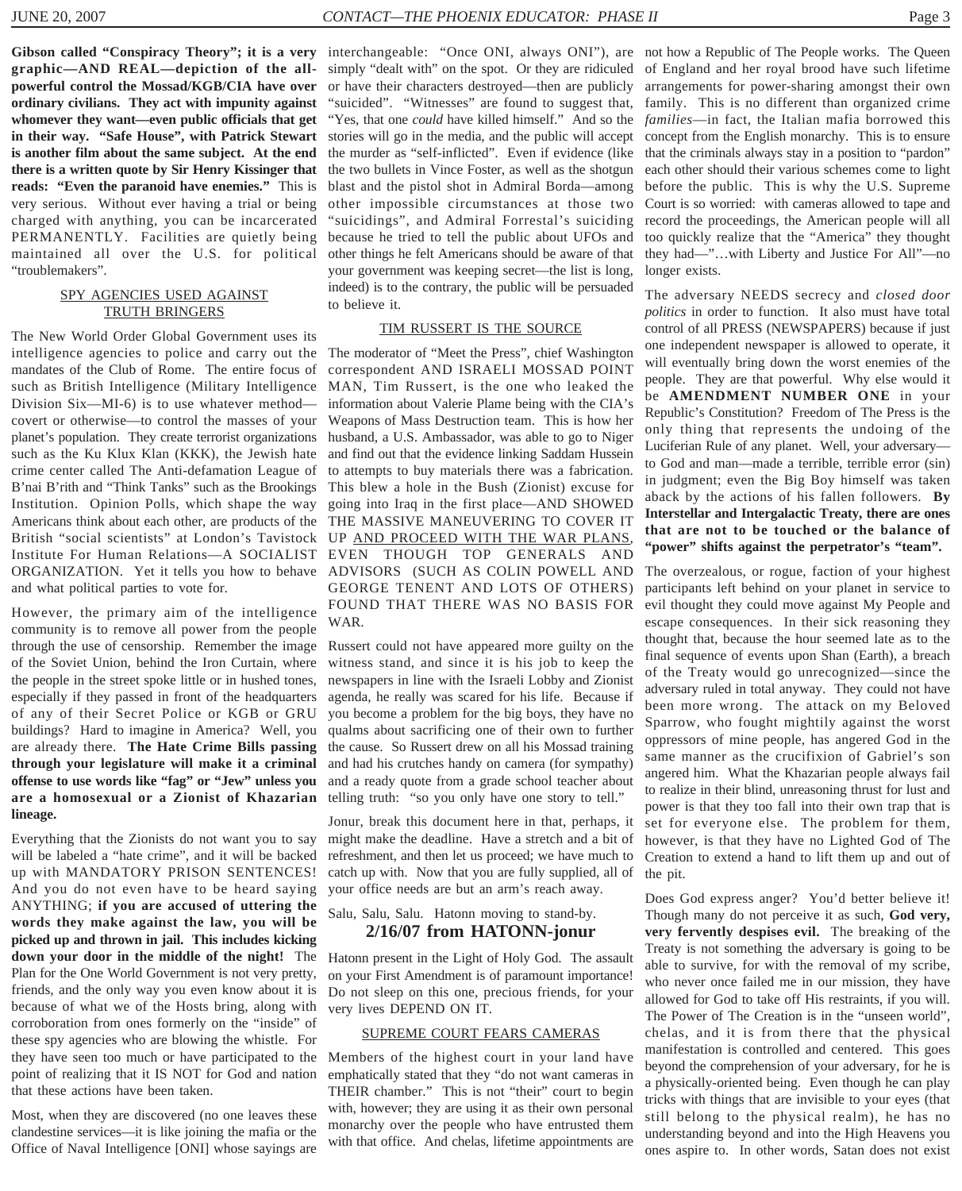**Gibson called "Conspiracy Theory"; it is a very graphic—AND REAL—depiction of the all-powerful control the Mossad/KGB/CIA have over ordinary civilians. They act with impunity against whomever they want—even public officials that get in their way. "Safe House", with Patrick Stewart is another film about the same subject. At the end there is a written quote by Sir Henry Kissinger that reads: "Even the paranoid have enemies."** This is very serious. Without ever having a trial or being charged with anything, you can be incarcerated PERMANENTLY. Facilities are quietly being maintained all over the U.S. for political "troublemakers".

## SPY AGENCIES USED AGAINST TRUTH BRINGERS

The New World Order Global Government uses its intelligence agencies to police and carry out the mandates of the Club of Rome. The entire focus of such as British Intelligence (Military Intelligence Division Six—MI-6) is to use whatever method—covert or otherwise—to control the masses of your planet's population. They create terrorist organizations such as the Ku Klux Klan (KKK), the Jewish hate crime center called The Anti-defamation League of B'nai B'rith and "Think Tanks" such as the Brookings Institution. Opinion Polls, which shape the way Americans think about each other, are products of the British "social scientists" at London's Tavistock Institute For Human Relations—A SOCIALIST ORGANIZATION. Yet it tells you how to behave and what political parties to vote for.

However, the primary aim of the intelligence community is to remove all power from the people through the use of censorship. Remember the image of the Soviet Union, behind the Iron Curtain, where the people in the street spoke little or in hushed tones, especially if they passed in front of the headquarters of any of their Secret Police or KGB or GRU buildings? Hard to imagine in America? Well, you are already there. **The Hate Crime Bills passing through your legislature will make it a criminal offense to use words like "fag" or "Jew" unless you are a homosexual or a Zionist of Khazarian lineage.**

Everything that the Zionists do not want you to say will be labeled a "hate crime", and it will be backed up with MANDATORY PRISON SENTENCES! And you do not even have to be heard saying ANYTHING; **if you are accused of uttering the words they make against the law, you will be picked up and thrown in jail. This includes kicking down your door in the middle of the night!** The Plan for the One World Government is not very pretty, friends, and the only way you even know about it is because of what we of the Hosts bring, along with corroboration from ones formerly on the "inside" of these spy agencies who are blowing the whistle. For they have seen too much or have participated to the point of realizing that it IS NOT for God and nation that these actions have been taken.

Most, when they are discovered (no one leaves these clandestine services—it is like joining the mafia or the Office of Naval Intelligence [ONI] whose sayings are interchangeable: "Once ONI, always ONI"), are simply "dealt with" on the spot. Or they are ridiculed or have their characters destroyed—then are publicly "suicided". "Witnesses" are found to suggest that, "Yes, that one *could* have killed himself." And so the stories will go in the media, and the public will accept the murder as "self-inflicted". Even if evidence (like the two bullets in Vince Foster, as well as the shotgun blast and the pistol shot in Admiral Borda—among other impossible circumstances at those two "suicidings", and Admiral Forrestal's suiciding because he tried to tell the public about UFOs and other things he felt Americans should be aware of that your government was keeping secret—the list is long, indeed) is to the contrary, the public will be persuaded to believe it.

## TIM RUSSERT IS THE SOURCE

The moderator of "Meet the Press", chief Washington correspondent AND ISRAELI MOSSAD POINT MAN, Tim Russert, is the one who leaked the information about Valerie Plame being with the CIA's Weapons of Mass Destruction team. This is how her husband, a U.S. Ambassador, was able to go to Niger and find out that the evidence linking Saddam Hussein to attempts to buy materials there was a fabrication. This blew a hole in the Bush (Zionist) excuse for going into Iraq in the first place—AND SHOWED THE MASSIVE MANEUVERING TO COVER IT UP AND PROCEED WITH THE WAR PLANS, EVEN THOUGH TOP GENERALS AND ADVISORS (SUCH AS COLIN POWELL AND GEORGE TENENT AND LOTS OF OTHERS) FOUND THAT THERE WAS NO BASIS FOR WAR.

Russert could not have appeared more guilty on the witness stand, and since it is his job to keep the newspapers in line with the Israeli Lobby and Zionist agenda, he really was scared for his life. Because if you become a problem for the big boys, they have no qualms about sacrificing one of their own to further the cause. So Russert drew on all his Mossad training and had his crutches handy on camera (for sympathy) and a ready quote from a grade school teacher about telling truth: "so you only have one story to tell."

Jonur, break this document here in that, perhaps, it might make the deadline. Have a stretch and a bit of refreshment, and then let us proceed; we have much to catch up with. Now that you are fully supplied, all of your office needs are but an arm's reach away.

Salu, Salu, Salu. Hatonn moving to stand-by.

## 2/16/07 from HATONN-jonur

Hatonn present in the Light of Holy God. The assault on your First Amendment is of paramount importance! Do not sleep on this one, precious friends, for your very lives DEPEND ON IT.

## SUPREME COURT FEARS CAMERAS

Members of the highest court in your land have emphatically stated that they "do not want cameras in THEIR chamber." This is not "their" court to begin with, however; they are using it as their own personal monarchy over the people who have entrusted them with that office. And chelas, lifetime appointments are not how a Republic of The People works. The Queen of England and her royal brood have such lifetime arrangements for power-sharing amongst their own family. This is no different than organized crime *families*—in fact, the Italian mafia borrowed this concept from the English monarchy. This is to ensure that the criminals always stay in a position to "pardon" each other should their various schemes come to light before the public. This is why the U.S. Supreme Court is so worried: with cameras allowed to tape and record the proceedings, the American people will all too quickly realize that the "America" they thought they had—"…with Liberty and Justice For All"—no longer exists.

The adversary NEEDS secrecy and *closed door politics* in order to function. It also must have total control of all PRESS (NEWSPAPERS) because if just one independent newspaper is allowed to operate, it will eventually bring down the worst enemies of the people. They are that powerful. Why else would it be **AMENDMENT NUMBER ONE** in your Republic's Constitution? Freedom of The Press is the only thing that represents the undoing of the Luciferian Rule of any planet. Well, your adversary—to God and man—made a terrible, terrible error (sin) in judgment; even the Big Boy himself was taken aback by the actions of his fallen followers. **By Interstellar and Intergalactic Treaty, there are ones that are not to be touched or the balance of "power" shifts against the perpetrator's "team".**

The overzealous, or rogue, faction of your highest participants left behind on your planet in service to evil thought they could move against My People and escape consequences. In their sick reasoning they thought that, because the hour seemed late as to the final sequence of events upon Shan (Earth), a breach of the Treaty would go unrecognized—since the adversary ruled in total anyway. They could not have been more wrong. The attack on my Beloved Sparrow, who fought mightily against the worst oppressors of mine people, has angered God in the same manner as the crucifixion of Gabriel's son angered him. What the Khazarian people always fail to realize in their blind, unreasoning thrust for lust and power is that they too fall into their own trap that is set for everyone else. The problem for them, however, is that they have no Lighted God of The Creation to extend a hand to lift them up and out of the pit.

Does God express anger? You'd better believe it! Though many do not perceive it as such, **God very, very fervently despises evil.** The breaking of the Treaty is not something the adversary is going to be able to survive, for with the removal of my scribe, who never once failed me in our mission, they have allowed for God to take off His restraints, if you will. The Power of The Creation is in the "unseen world", chelas, and it is from there that the physical manifestation is controlled and centered. This goes beyond the comprehension of your adversary, for he is a physically-oriented being. Even though he can play tricks with things that are invisible to your eyes (that still belong to the physical realm), he has no understanding beyond and into the High Heavens you ones aspire to. In other words, Satan does not exist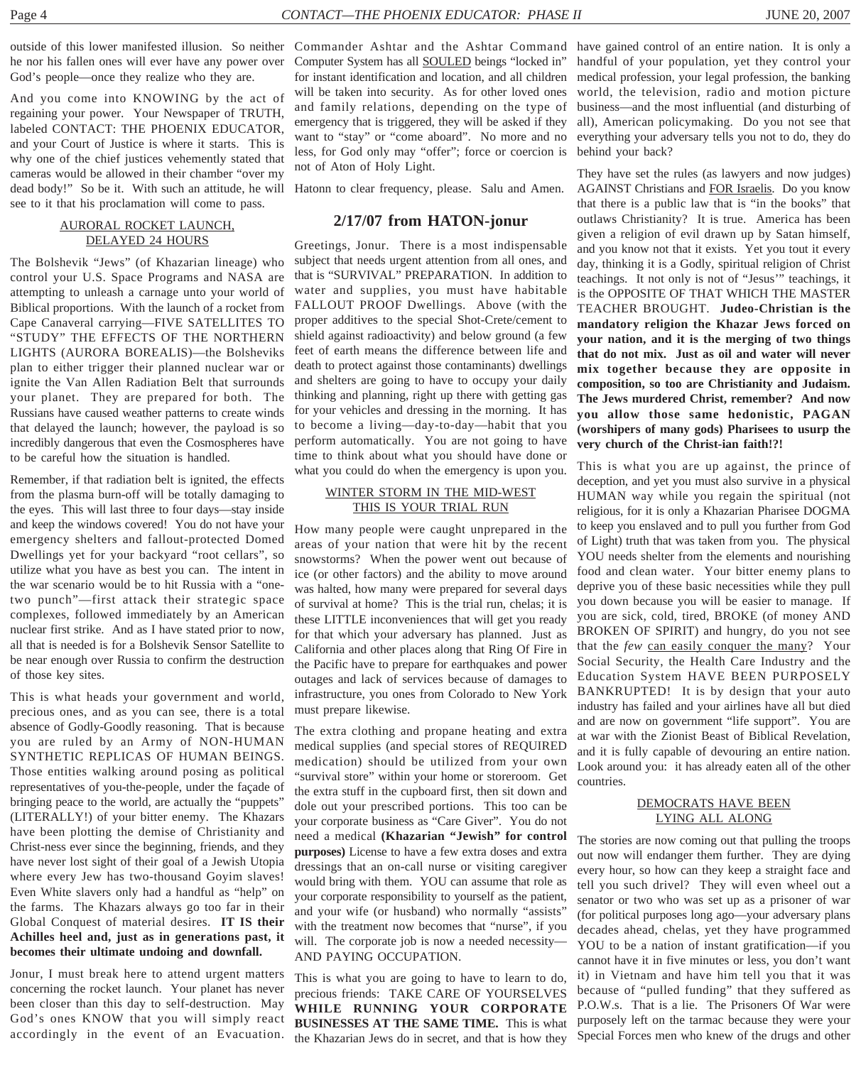outside of this lower manifested illusion. So neither he nor his fallen ones will ever have any power over God's people—once they realize who they are.

And you come into KNOWING by the act of regaining your power. Your Newspaper of TRUTH, labeled CONTACT: THE PHOENIX EDUCATOR, and your Court of Justice is where it starts. This is why one of the chief justices vehemently stated that cameras would be allowed in their chamber "over my dead body!" So be it. With such an attitude, he will see to it that his proclamation will come to pass.

### AURORAL ROCKET LAUNCH, DELAYED 24 HOURS

The Bolshevik "Jews" (of Khazarian lineage) who control your U.S. Space Programs and NASA are attempting to unleash a carnage unto your world of Biblical proportions. With the launch of a rocket from Cape Canaveral carrying—FIVE SATELLITES TO "STUDY" THE EFFECTS OF THE NORTHERN LIGHTS (AURORA BOREALIS)—the Bolsheviks plan to either trigger their planned nuclear war or ignite the Van Allen Radiation Belt that surrounds your planet. They are prepared for both. The Russians have caused weather patterns to create winds that delayed the launch; however, the payload is so incredibly dangerous that even the Cosmospheres have to be careful how the situation is handled.

Remember, if that radiation belt is ignited, the effects from the plasma burn-off will be totally damaging to the eyes. This will last three to four days—stay inside and keep the windows covered! You do not have your emergency shelters and fallout-protected Domed Dwellings yet for your backyard "root cellars", so utilize what you have as best you can. The intent in the war scenario would be to hit Russia with a "one-two punch"—first attack their strategic space complexes, followed immediately by an American nuclear first strike. And as I have stated prior to now, all that is needed is for a Bolshevik Sensor Satellite to be near enough over Russia to confirm the destruction of those key sites.

This is what heads your government and world, precious ones, and as you can see, there is a total absence of Godly-Goodly reasoning. That is because you are ruled by an Army of NON-HUMAN SYNTHETIC REPLICAS OF HUMAN BEINGS. Those entities walking around posing as political representatives of you-the-people, under the façade of bringing peace to the world, are actually the "puppets" (LITERALLY!) of your bitter enemy. The Khazars have been plotting the demise of Christianity and Christ-ness ever since the beginning, friends, and they have never lost sight of their goal of a Jewish Utopia where every Jew has two-thousand Goyim slaves! Even White slavers only had a handful as "help" on the farms. The Khazars always go too far in their Global Conquest of material desires. **IT IS their Achilles heel and, just as in generations past, it becomes their ultimate undoing and downfall.**

Jonur, I must break here to attend urgent matters concerning the rocket launch. Your planet has never been closer than this day to self-destruction. May God's ones KNOW that you will simply react accordingly in the event of an Evacuation. Commander Ashtar and the Ashtar Command Computer System has all SOULED beings "locked in" for instant identification and location, and all children will be taken into security. As for other loved ones and family relations, depending on the type of emergency that is triggered, they will be asked if they want to "stay" or "come aboard". No more and no less, for God only may "offer"; force or coercion is not of Aton of Holy Light.

Hatonn to clear frequency, please. Salu and Amen.

## 2/17/07 from HATON-jonur

Greetings, Jonur. There is a most indispensable subject that needs urgent attention from all ones, and that is "SURVIVAL" PREPARATION. In addition to water and supplies, you must have habitable FALLOUT PROOF Dwellings. Above (with the proper additives to the special Shot-Crete/cement to shield against radioactivity) and below ground (a few feet of earth means the difference between life and death to protect against those contaminants) dwellings and shelters are going to have to occupy your daily thinking and planning, right up there with getting gas for your vehicles and dressing in the morning. It has to become a living—day-to-day—habit that you perform automatically. You are not going to have time to think about what you should have done or what you could do when the emergency is upon you.

### WINTER STORM IN THE MID-WEST THIS IS YOUR TRIAL RUN

How many people were caught unprepared in the areas of your nation that were hit by the recent snowstorms? When the power went out because of ice (or other factors) and the ability to move around was halted, how many were prepared for several days of survival at home? This is the trial run, chelas; it is these LITTLE inconveniences that will get you ready for that which your adversary has planned. Just as California and other places along that Ring Of Fire in the Pacific have to prepare for earthquakes and power outages and lack of services because of damages to infrastructure, you ones from Colorado to New York must prepare likewise.

The extra clothing and propane heating and extra medical supplies (and special stores of REQUIRED medication) should be utilized from your own "survival store" within your home or storeroom. Get the extra stuff in the cupboard first, then sit down and dole out your prescribed portions. This too can be your corporate business as "Care Giver". You do not need a medical **(Khazarian "Jewish" for control purposes)** License to have a few extra doses and extra dressings that an on-call nurse or visiting caregiver would bring with them. YOU can assume that role as your corporate responsibility to yourself as the patient, and your wife (or husband) who normally "assists" with the treatment now becomes that "nurse", if you will. The corporate job is now a needed necessity—AND PAYING OCCUPATION.

This is what you are going to have to learn to do, precious friends: TAKE CARE OF YOURSELVES **WHILE RUNNING YOUR CORPORATE BUSINESSES AT THE SAME TIME.** This is what the Khazarian Jews do in secret, and that is how they have gained control of an entire nation. It is only a handful of your population, yet they control your medical profession, your legal profession, the banking world, the television, radio and motion picture business—and the most influential (and disturbing of all), American policymaking. Do you not see that everything your adversary tells you not to do, they do behind your back?

They have set the rules (as lawyers and now judges) AGAINST Christians and FOR Israelis. Do you know that there is a public law that is "in the books" that outlaws Christianity? It is true. America has been given a religion of evil drawn up by Satan himself, and you know not that it exists. Yet you tout it every day, thinking it is a Godly, spiritual religion of Christ teachings. It not only is not of "Jesus'" teachings, it is the OPPOSITE OF THAT WHICH THE MASTER TEACHER BROUGHT. **Judeo-Christian is the mandatory religion the Khazar Jews forced on your nation, and it is the merging of two things that do not mix. Just as oil and water will never mix together because they are opposite in composition, so too are Christianity and Judaism. The Jews murdered Christ, remember? And now you allow those same hedonistic, PAGAN (worshipers of many gods) Pharisees to usurp the very church of the Christ-ian faith!?!**

This is what you are up against, the prince of deception, and yet you must also survive in a physical HUMAN way while you regain the spiritual (not religious, for it is only a Khazarian Pharisee DOGMA to keep you enslaved and to pull you further from God of Light) truth that was taken from you. The physical YOU needs shelter from the elements and nourishing food and clean water. Your bitter enemy plans to deprive you of these basic necessities while they pull you down because you will be easier to manage. If you are sick, cold, tired, BROKE (of money AND BROKEN OF SPIRIT) and hungry, do you not see that the *few* can easily conquer the many? Your Social Security, the Health Care Industry and the Education System HAVE BEEN PURPOSELY BANKRUPTED! It is by design that your auto industry has failed and your airlines have all but died and are now on government "life support". You are at war with the Zionist Beast of Biblical Revelation, and it is fully capable of devouring an entire nation. Look around you: it has already eaten all of the other countries.

### DEMOCRATS HAVE BEEN LYING ALL ALONG

The stories are now coming out that pulling the troops out now will endanger them further. They are dying every hour, so how can they keep a straight face and tell you such drivel? They will even wheel out a senator or two who was set up as a prisoner of war (for political purposes long ago—your adversary plans decades ahead, chelas, yet they have programmed YOU to be a nation of instant gratification—if you cannot have it in five minutes or less, you don't want it) in Vietnam and have him tell you that it was because of "pulled funding" that they suffered as P.O.W.s. That is a lie. The Prisoners Of War were purposely left on the tarmac because they were your Special Forces men who knew of the drugs and other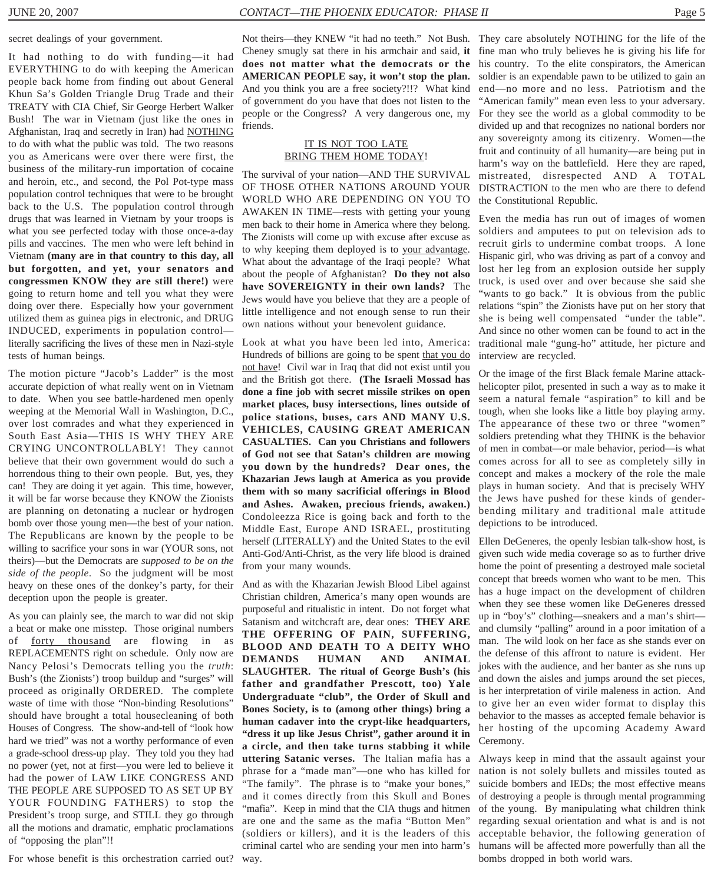secret dealings of your government.

It had nothing to do with funding—it had EVERYTHING to do with keeping the American people back home from finding out about General Khun Sa's Golden Triangle Drug Trade and their TREATY with CIA Chief, Sir George Herbert Walker Bush! The war in Vietnam (just like the ones in Afghanistan, Iraq and secretly in Iran) had NOTHING to do with what the public was told. The two reasons you as Americans were over there were first, the business of the military-run importation of cocaine and heroin, etc., and second, the Pol Pot-type mass population control techniques that were to be brought back to the U.S. The population control through drugs that was learned in Vietnam by your troops is what you see perfected today with those once-a-day pills and vaccines. The men who were left behind in Vietnam **(many are in that country to this day, all but forgotten, and yet, your senators and congressmen KNOW they are still there!)** were going to return home and tell you what they were doing over there. Especially how your government utilized them as guinea pigs in electronic, and DRUG INDUCED, experiments in population control—literally sacrificing the lives of these men in Nazi-style tests of human beings.

The motion picture "Jacob's Ladder" is the most accurate depiction of what really went on in Vietnam to date. When you see battle-hardened men openly weeping at the Memorial Wall in Washington, D.C., over lost comrades and what they experienced in South East Asia—THIS IS WHY THEY ARE CRYING UNCONTROLLABLY! They cannot believe that their own government would do such a horrendous thing to their own people. But, yes, they can! They are doing it yet again. This time, however, it will be far worse because they KNOW the Zionists are planning on detonating a nuclear or hydrogen bomb over those young men—the best of your nation. The Republicans are known by the people to be willing to sacrifice your sons in war (YOUR sons, not theirs)—but the Democrats are *supposed to be on the side of the people*. So the judgment will be most heavy on these ones of the donkey's party, for their deception upon the people is greater.

As you can plainly see, the march to war did not skip a beat or make one misstep. Those original numbers of forty thousand are flowing in as REPLACEMENTS right on schedule. Only now are Nancy Pelosi's Democrats telling you the *truth*: Bush's (the Zionists') troop buildup and "surges" will proceed as originally ORDERED. The complete waste of time with those "Non-binding Resolutions" should have brought a total housecleaning of both Houses of Congress. The show-and-tell of "look how hard we tried" was not a worthy performance of even a grade-school dress-up play. They told you they had no power (yet, not at first—you were led to believe it had the power of LAW LIKE CONGRESS AND THE PEOPLE ARE SUPPOSED TO AS SET UP BY YOUR FOUNDING FATHERS) to stop the President's troop surge, and STILL they go through all the motions and dramatic, emphatic proclamations of "opposing the plan"!!

For whose benefit is this orchestration carried out? Not theirs—they KNEW "it had no teeth." Not Bush. Cheney smugly sat there in his armchair and said, **it does not matter what the democrats or the AMERICAN PEOPLE say, it won't stop the plan.** And you think you are a free society?!!? What kind of government do you have that does not listen to the people or the Congress? A very dangerous one, my friends.

## IT IS NOT TOO LATE
## BRING THEM HOME TODAY!

The survival of your nation—AND THE SURVIVAL OF THOSE OTHER NATIONS AROUND YOUR WORLD WHO ARE DEPENDING ON YOU TO AWAKEN IN TIME—rests with getting your young men back to their home in America where they belong. The Zionists will come up with excuse after excuse as to why keeping them deployed is to your advantage. What about the advantage of the Iraqi people? What about the people of Afghanistan? **Do they not also have SOVEREIGNTY in their own lands?** The Jews would have you believe that they are a people of little intelligence and not enough sense to run their own nations without your benevolent guidance.

Look at what you have been led into, America: Hundreds of billions are going to be spent that you do not have! Civil war in Iraq that did not exist until you and the British got there. **(The Israeli Mossad has done a fine job with secret missile strikes on open market places, busy intersections, lines outside of police stations, buses, cars AND MANY U.S. VEHICLES, CAUSING GREAT AMERICAN CASUALTIES. Can you Christians and followers of God not see that Satan's children are mowing you down by the hundreds? Dear ones, the Khazarian Jews laugh at America as you provide them with so many sacrificial offerings in Blood and Ashes. Awaken, precious friends, awaken.)** Condoleezza Rice is going back and forth to the Middle East, Europe AND ISRAEL, prostituting herself (LITERALLY) and the United States to the evil Anti-God/Anti-Christ, as the very life blood is drained from your many wounds.

And as with the Khazarian Jewish Blood Libel against Christian children, America's many open wounds are purposeful and ritualistic in intent. Do not forget what Satanism and witchcraft are, dear ones: **THEY ARE THE OFFERING OF PAIN, SUFFERING, BLOOD AND DEATH TO A DEITY WHO DEMANDS HUMAN AND ANIMAL SLAUGHTER. The ritual of George Bush's (his father and grandfather Prescott, too) Yale Undergraduate "club", the Order of Skull and Bones Society, is to (among other things) bring a human cadaver into the crypt-like headquarters, "dress it up like Jesus Christ", gather around it in a circle, and then take turns stabbing it while uttering Satanic verses.** The Italian mafia has a phrase for a "made man"—one who has killed for "The family". The phrase is to "make your bones," and it comes directly from this Skull and Bones "mafia". Keep in mind that the CIA thugs and hitmen are one and the same as the mafia "Button Men" (soldiers or killers), and it is the leaders of this criminal cartel who are sending your men into harm's way.

They care absolutely NOTHING for the life of the fine man who truly believes he is giving his life for his country. To the elite conspirators, the American soldier is an expendable pawn to be utilized to gain an end—no more and no less. Patriotism and the "American family" mean even less to your adversary. For they see the world as a global commodity to be divided up and that recognizes no national borders nor any sovereignty among its citizenry. Women—the fruit and continuity of all humanity—are being put in harm's way on the battlefield. Here they are raped, mistreated, disrespected AND A TOTAL DISTRACTION to the men who are there to defend the Constitutional Republic.

Even the media has run out of images of women soldiers and amputees to put on television ads to recruit girls to undermine combat troops. A lone Hispanic girl, who was driving as part of a convoy and lost her leg from an explosion outside her supply truck, is used over and over because she said she "wants to go back." It is obvious from the public relations "spin" the Zionists have put on her story that she is being well compensated "under the table". And since no other women can be found to act in the traditional male "gung-ho" attitude, her picture and interview are recycled.

Or the image of the first Black female Marine attack-helicopter pilot, presented in such a way as to make it seem a natural female "aspiration" to kill and be tough, when she looks like a little boy playing army. The appearance of these two or three "women" soldiers pretending what they THINK is the behavior of men in combat—or male behavior, period—is what comes across for all to see as completely silly in concept and makes a mockery of the role the male plays in human society. And that is precisely WHY the Jews have pushed for these kinds of gender-bending military and traditional male attitude depictions to be introduced.

Ellen DeGeneres, the openly lesbian talk-show host, is given such wide media coverage so as to further drive home the point of presenting a destroyed male societal concept that breeds women who want to be men. This has a huge impact on the development of children when they see these women like DeGeneres dressed up in "boy's" clothing—sneakers and a man's shirt—and clumsily "palling" around in a poor imitation of a man. The wild look on her face as she stands ever on the defense of this affront to nature is evident. Her jokes with the audience, and her banter as she runs up and down the aisles and jumps around the set pieces, is her interpretation of virile maleness in action. And to give her an even wider format to display this behavior to the masses as accepted female behavior is her hosting of the upcoming Academy Award Ceremony.

Always keep in mind that the assault against your nation is not solely bullets and missiles touted as suicide bombers and IEDs; the most effective means of destroying a people is through mental programming of the young. By manipulating what children think regarding sexual orientation and what is and is not acceptable behavior, the following generation of humans will be affected more powerfully than all the bombs dropped in both world wars.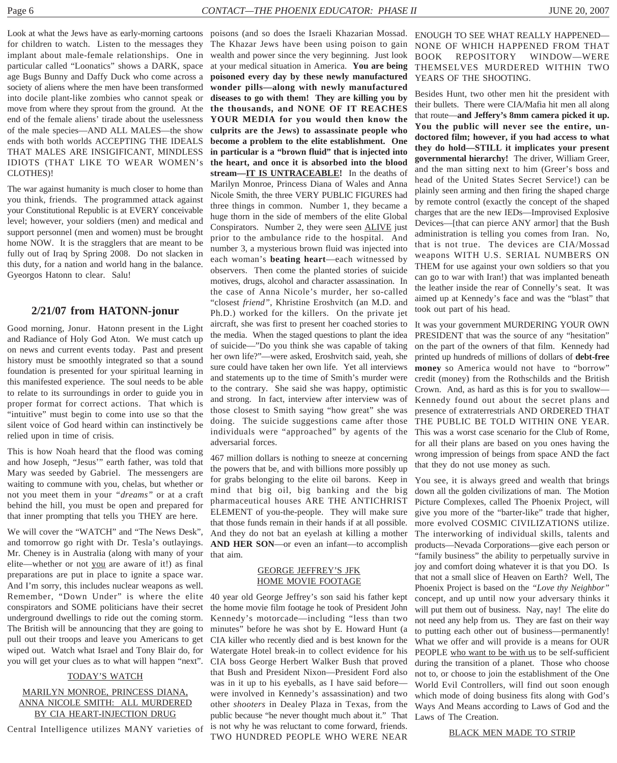Look at what the Jews have as early-morning cartoons for children to watch. Listen to the messages they implant about male-female relationships. One in particular called "Loonatics" shows a DARK, space age Bugs Bunny and Daffy Duck who come across a society of aliens where the men have been transformed into docile plant-like zombies who cannot speak or move from where they sprout from the ground. At the end of the female aliens' tirade about the uselessness of the male species—AND ALL MALES—the show ends with both worlds ACCEPTING THE IDEALS THAT MALES ARE INSIGIFICANT, MINDLESS IDIOTS (THAT LIKE TO WEAR WOMEN's CLOTHES)!

The war against humanity is much closer to home than you think, friends. The programmed attack against your Constitutional Republic is at EVERY conceivable level; however, your soldiers (men) and medical and support personnel (men and women) must be brought home NOW. It is the stragglers that are meant to be fully out of Iraq by Spring 2008. Do not slacken in this duty, for a nation and world hang in the balance. Gyeorgos Hatonn to clear. Salu!

## 2/21/07 from HATONN-jonur

Good morning, Jonur. Hatonn present in the Light and Radiance of Holy God Aton. We must catch up on news and current events today. Past and present history must be smoothly integrated so that a sound foundation is presented for your spiritual learning in this manifested experience. The soul needs to be able to relate to its surroundings in order to guide you in proper format for correct actions. That which is "intuitive" must begin to come into use so that the silent voice of God heard within can instinctively be relied upon in time of crisis.

This is how Noah heard that the flood was coming and how Joseph, "Jesus'" earth father, was told that Mary was seeded by Gabriel. The messengers are waiting to commune with you, chelas, but whether or not you meet them in your *"dreams"* or at a craft behind the hill, you must be open and prepared for that inner prompting that tells you THEY are here.

We will cover the "WATCH" and "The News Desk", and tomorrow go right with Dr. Tesla's outlayings. Mr. Cheney is in Australia (along with many of your elite—whether or not you are aware of it!) as final preparations are put in place to ignite a space war. And I'm sorry, this includes nuclear weapons as well. Remember, "Down Under" is where the elite conspirators and SOME politicians have their secret underground dwellings to ride out the coming storm. The British will be announcing that they are going to pull out their troops and leave you Americans to get wiped out. Watch what Israel and Tony Blair do, for you will get your clues as to what will happen "next".

### TODAY'S WATCH

### MARILYN MONROE, PRINCESS DIANA, ANNA NICOLE SMITH: ALL MURDERED BY CIA HEART-INJECTION DRUG

Central Intelligence utilizes MANY varieties of poisons (and so does the Israeli Khazarian Mossad. The Khazar Jews have been using poison to gain wealth and power since the very beginning. Just look at your medical situation in America. **You are being poisoned every day by these newly manufactured wonder pills—along with newly manufactured diseases to go with them! They are killing you by the thousands, and NONE OF IT REACHES YOUR MEDIA for you would then know the culprits are the Jews) to assassinate people who become a problem to the elite establishment. One in particular is a "brown fluid" that is injected into the heart, and once it is absorbed into the blood stream—IT IS UNTRACEABLE!** In the deaths of Marilyn Monroe, Princess Diana of Wales and Anna Nicole Smith, the three VERY PUBLIC FIGURES had three things in common. Number 1, they became a huge thorn in the side of members of the elite Global Conspirators. Number 2, they were seen ALIVE just prior to the ambulance ride to the hospital. And number 3, a mysterious brown fluid was injected into each woman's **beating heart**—each witnessed by observers. Then come the planted stories of suicide motives, drugs, alcohol and character assassination. In the case of Anna Nicole's murder, her so-called "closest *friend"*, Khristine Eroshvitch (an M.D. and Ph.D.) worked for the killers. On the private jet aircraft, she was first to present her coached stories to the media. When the staged questions to plant the idea of suicide—"Do you think she was capable of taking her own life?"—were asked, Eroshvitch said, yeah, she sure could have taken her own life. Yet all interviews and statements up to the time of Smith's murder were to the contrary. She said she was happy, optimistic and strong. In fact, interview after interview was of those closest to Smith saying "how great" she was doing. The suicide suggestions came after those individuals were "approached" by agents of the adversarial forces.

467 million dollars is nothing to sneeze at concerning the powers that be, and with billions more possibly up for grabs belonging to the elite oil barons. Keep in mind that big oil, big banking and the big pharmaceutical houses ARE THE ANTICHRIST ELEMENT of you-the-people. They will make sure that those funds remain in their hands if at all possible. And they do not bat an eyelash at killing a mother **AND HER SON**—or even an infant—to accomplish that aim.

### GEORGE JEFFREY'S JFK HOME MOVIE FOOTAGE

40 year old George Jeffrey's son said his father kept the home movie film footage he took of President John Kennedy's motorcade—including "less than two minutes" before he was shot by E. Howard Hunt (a CIA killer who recently died and is best known for the Watergate Hotel break-in to collect evidence for his CIA boss George Herbert Walker Bush that proved that Bush and President Nixon—President Ford also was in it up to his eyeballs, as I have said before—were involved in Kennedy's assassination) and two other *shooters* in Dealey Plaza in Texas, from the public because "he never thought much about it." That is not why he was reluctant to come forward, friends. TWO HUNDRED PEOPLE WHO WERE NEAR ENOUGH TO SEE WHAT REALLY HAPPENED—NONE OF WHICH HAPPENED FROM THAT BOOK REPOSITORY WINDOW—WERE THEMSELVES MURDERED WITHIN TWO YEARS OF THE SHOOTING.

Besides Hunt, two other men hit the president with their bullets. There were CIA/Mafia hit men all along that route—**and Jeffery's 8mm camera picked it up. You the public will never see the entire, un-doctored film; however, if you had access to what they do hold—STILL it implicates your present governmental hierarchy!** The driver, William Greer, and the man sitting next to him (Greer's boss and head of the United States Secret Service!) can be plainly seen arming and then firing the shaped charge by remote control (exactly the concept of the shaped charges that are the new IEDs—Improvised Explosive Devices—[that can pierce ANY armor] that the Bush administration is telling you comes from Iran. No, that is not true. The devices are CIA/Mossad weapons WITH U.S. SERIAL NUMBERS ON THEM for use against your own soldiers so that you can go to war with Iran!) that was implanted beneath the leather inside the rear of Connelly's seat. It was aimed up at Kennedy's face and was the "blast" that took out part of his head.

It was your government MURDERING YOUR OWN PRESIDENT that was the source of any "hesitation" on the part of the owners of that film. Kennedy had printed up hundreds of millions of dollars of **debt-free money** so America would not have to "borrow" credit (money) from the Rothschilds and the British Crown. And, as hard as this is for you to swallow—Kennedy found out about the secret plans and presence of extraterrestrials AND ORDERED THAT THE PUBLIC BE TOLD WITHIN ONE YEAR. This was a worst case scenario for the Club of Rome, for all their plans are based on you ones having the wrong impression of beings from space AND the fact that they do not use money as such.

You see, it is always greed and wealth that brings down all the golden civilizations of man. The Motion Picture Complexes, called The Phoenix Project, will give you more of the "barter-like" trade that higher, more evolved COSMIC CIVILIZATIONS utilize. The interworking of individual skills, talents and products—Nevada Corporations—give each person or "family business" the ability to perpetually survive in joy and comfort doing whatever it is that you DO. Is that not a small slice of Heaven on Earth? Well, The Phoenix Project is based on the *"Love thy Neighbor"* concept, and up until now your adversary thinks it will put them out of business. Nay, nay! The elite do not need any help from us. They are fast on their way to putting each other out of business—permanently! What we offer and will provide is a means for OUR PEOPLE who want to be with us to be self-sufficient during the transition of a planet. Those who choose not to, or choose to join the establishment of the One World Evil Controllers, will find out soon enough which mode of doing business fits along with God's Ways And Means according to Laws of God and the Laws of The Creation.

### BLACK MEN MADE TO STRIP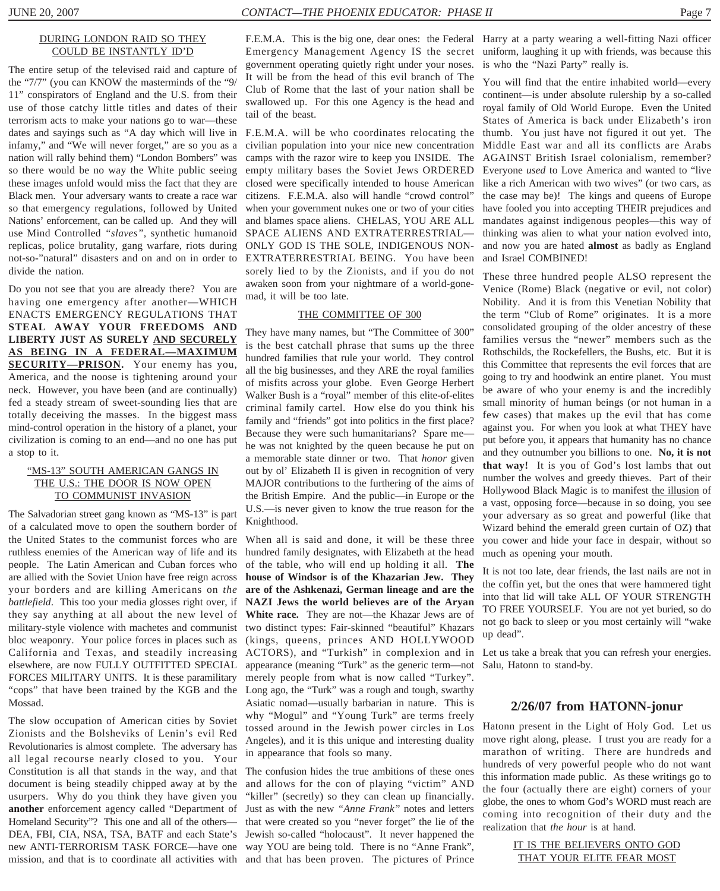DURING LONDON RAID SO THEY COULD BE INSTANTLY ID'D

The entire setup of the televised raid and capture of the "7/7" (you can KNOW the masterminds of the "9/11" conspirators of England and the U.S. from their use of those catchy little titles and dates of their terrorism acts to make your nations go to war—these dates and sayings such as "A day which will live in infamy," and "We will never forget," are so you as a nation will rally behind them) "London Bombers" was so there would be no way the White public seeing these images unfold would miss the fact that they are Black men. Your adversary wants to create a race war so that emergency regulations, followed by United Nations' enforcement, can be called up. And they will use Mind Controlled *"slaves"*, synthetic humanoid replicas, police brutality, gang warfare, riots during not-so-"natural" disasters and on and on in order to divide the nation.

Do you not see that you are already there? You are having one emergency after another—WHICH ENACTS EMERGENCY REGULATIONS THAT **STEAL AWAY YOUR FREEDOMS AND LIBERTY JUST AS SURELY AND SECURELY AS BEING IN A FEDERAL—MAXIMUM SECURITY—PRISON.** Your enemy has you, America, and the noose is tightening around your neck. However, you have been (and are continually) fed a steady stream of sweet-sounding lies that are totally deceiving the masses. In the biggest mass mind-control operation in the history of a planet, your civilization is coming to an end—and no one has put a stop to it.

"MS-13" SOUTH AMERICAN GANGS IN THE U.S.: THE DOOR IS NOW OPEN TO COMMUNIST INVASION

The Salvadorian street gang known as "MS-13" is part of a calculated move to open the southern border of the United States to the communist forces who are ruthless enemies of the American way of life and its people. The Latin American and Cuban forces who are allied with the Soviet Union have free reign across your borders and are killing Americans on *the battlefield*. This too your media glosses right over, if they say anything at all about the new level of military-style violence with machetes and communist bloc weaponry. Your police forces in places such as California and Texas, and steadily increasing elsewhere, are now FULLY OUTFITTED SPECIAL FORCES MILITARY UNITS. It is these paramilitary "cops" that have been trained by the KGB and the Mossad.

The slow occupation of American cities by Soviet Zionists and the Bolsheviks of Lenin's evil Red Revolutionaries is almost complete. The adversary has all legal recourse nearly closed to you. Your Constitution is all that stands in the way, and that document is being steadily chipped away at by the usurpers. Why do you think they have given you **another** enforcement agency called "Department of Homeland Security"? This one and all of the others—DEA, FBI, CIA, NSA, TSA, BATF and each State's new ANTI-TERRORISM TASK FORCE—have one mission, and that is to coordinate all activities with F.E.M.A. This is the big one, dear ones: the Federal Emergency Management Agency IS the secret government operating quietly right under your noses. It will be from the head of this evil branch of The Club of Rome that the last of your nation shall be swallowed up. For this one Agency is the head and tail of the beast.

F.E.M.A. will be who coordinates relocating the civilian population into your nice new concentration camps with the razor wire to keep you INSIDE. The empty military bases the Soviet Jews ORDERED closed were specifically intended to house American citizens. F.E.M.A. also will handle "crowd control" when your government nukes one or two of your cities and blames space aliens. CHELAS, YOU ARE ALL SPACE ALIENS AND EXTRATERRESTRIAL—ONLY GOD IS THE SOLE, INDIGENOUS NON-EXTRATERRESTRIAL BEING. You have been sorely lied to by the Zionists, and if you do not awaken soon from your nightmare of a world-gone-mad, it will be too late.

THE COMMITTEE OF 300

They have many names, but "The Committee of 300" is the best catchall phrase that sums up the three hundred families that rule your world. They control all the big businesses, and they ARE the royal families of misfits across your globe. Even George Herbert Walker Bush is a "royal" member of this elite-of-elites criminal family cartel. How else do you think his family and "friends" got into politics in the first place? Because they were such humanitarians? Spare me—he was not knighted by the queen because he put on a memorable state dinner or two. That *honor* given out by ol' Elizabeth II is given in recognition of very MAJOR contributions to the furthering of the aims of the British Empire. And the public—in Europe or the U.S.—is never given to know the true reason for the Knighthood.

When all is said and done, it will be these three hundred family designates, with Elizabeth at the head of the table, who will end up holding it all. **The house of Windsor is of the Khazarian Jew. They are of the Ashkenazi, German lineage and are the NAZI Jews the world believes are of the Aryan White race.** They are not—the Khazar Jews are of two distinct types: Fair-skinned "beautiful" Khazars (kings, queens, princes AND HOLLYWOOD ACTORS), and "Turkish" in complexion and in appearance (meaning "Turk" as the generic term—not merely people from what is now called "Turkey". Long ago, the "Turk" was a rough and tough, swarthy Asiatic nomad—usually barbarian in nature. This is why "Mogul" and "Young Turk" are terms freely tossed around in the Jewish power circles in Los Angeles), and it is this unique and interesting duality in appearance that fools so many.

The confusion hides the true ambitions of these ones and allows for the con of playing "victim" AND "killer" (secretly) so they can clean up financially. Just as with the new *"Anne Frank"* notes and letters that were created so you "never forget" the lie of the Jewish so-called "holocaust". It never happened the way YOU are being told. There is no "Anne Frank", and that has been proven. The pictures of Prince Harry at a party wearing a well-fitting Nazi officer uniform, laughing it up with friends, was because this is who the "Nazi Party" really is.

You will find that the entire inhabited world—every continent—is under absolute rulership by a so-called royal family of Old World Europe. Even the United States of America is back under Elizabeth's iron thumb. You just have not figured it out yet. The Middle East war and all its conflicts are Arabs AGAINST British Israel colonialism, remember? Everyone *used* to Love America and wanted to "live like a rich American with two wives" (or two cars, as the case may be)! The kings and queens of Europe have fooled you into accepting THEIR prejudices and mandates against indigenous peoples—this way of thinking was alien to what your nation evolved into, and now you are hated **almost** as badly as England and Israel COMBINED!

These three hundred people ALSO represent the Venice (Rome) Black (negative or evil, not color) Nobility. And it is from this Venetian Nobility that the term "Club of Rome" originates. It is a more consolidated grouping of the older ancestry of these families versus the "newer" members such as the Rothschilds, the Rockefellers, the Bushs, etc. But it is this Committee that represents the evil forces that are going to try and hoodwink an entire planet. You must be aware of who your enemy is and the incredibly small minority of human beings (or not human in a few cases) that makes up the evil that has come against you. For when you look at what THEY have put before you, it appears that humanity has no chance and they outnumber you billions to one. **No, it is not that way!** It is you of God's lost lambs that out number the wolves and greedy thieves. Part of their Hollywood Black Magic is to manifest the illusion of a vast, opposing force—because in so doing, you see your adversary as so great and powerful (like that Wizard behind the emerald green curtain of OZ) that you cower and hide your face in despair, without so much as opening your mouth.

It is not too late, dear friends, the last nails are not in the coffin yet, but the ones that were hammered tight into that lid will take ALL OF YOUR STRENGTH TO FREE YOURSELF. You are not yet buried, so do not go back to sleep or you most certainly will "wake up dead".

Let us take a break that you can refresh your energies. Salu, Hatonn to stand-by.

## 2/26/07 from HATONN-jonur

Hatonn present in the Light of Holy God. Let us move right along, please. I trust you are ready for a marathon of writing. There are hundreds and hundreds of very powerful people who do not want this information made public. As these writings go to the four (actually there are eight) corners of your globe, the ones to whom God's WORD must reach are coming into recognition of their duty and the realization that *the hour* is at hand.

IT IS THE BELIEVERS ONTO GOD THAT YOUR ELITE FEAR MOST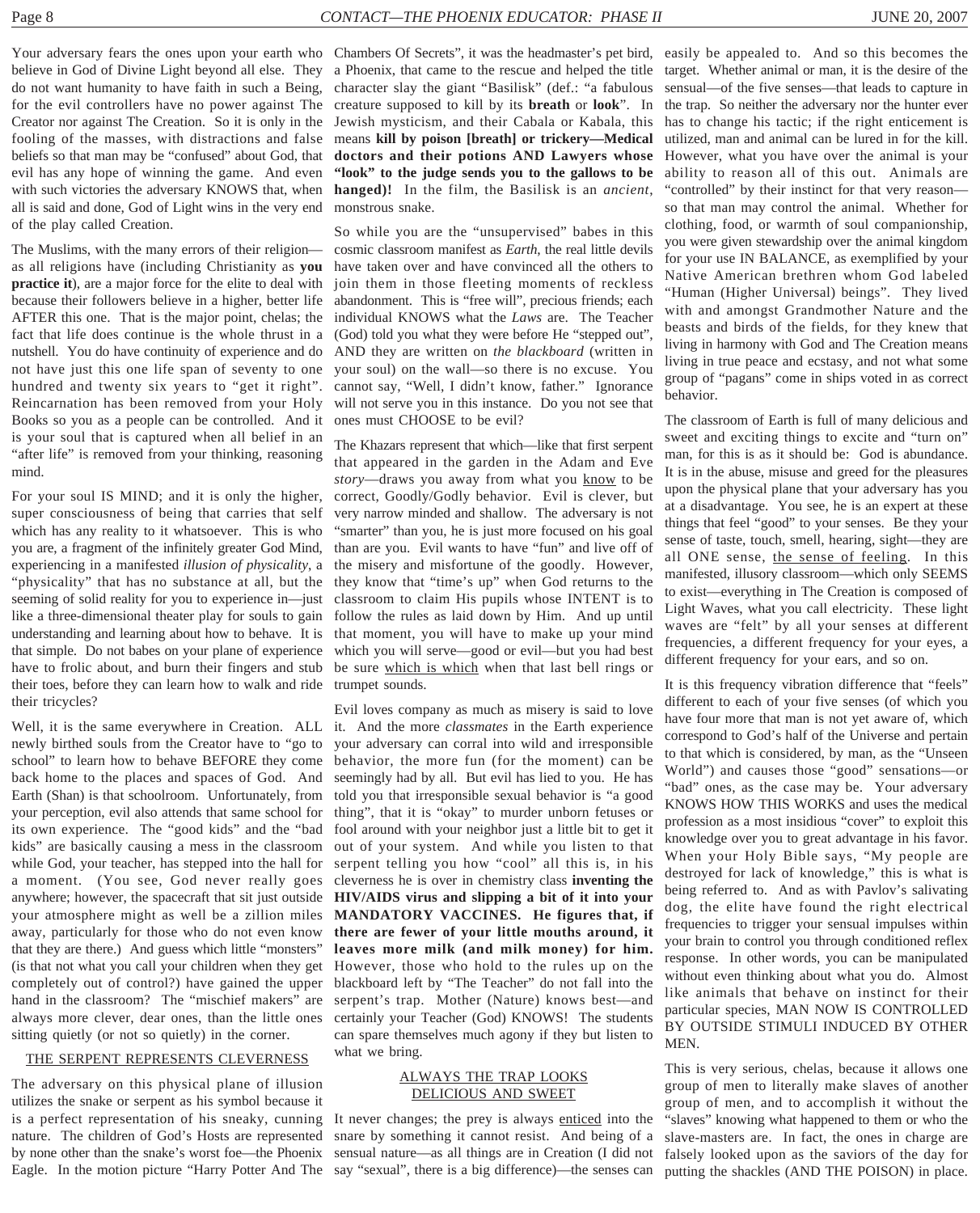Your adversary fears the ones upon your earth who believe in God of Divine Light beyond all else. They do not want humanity to have faith in such a Being, for the evil controllers have no power against The Creator nor against The Creation. So it is only in the fooling of the masses, with distractions and false beliefs so that man may be "confused" about God, that evil has any hope of winning the game. And even with such victories the adversary KNOWS that, when all is said and done, God of Light wins in the very end of the play called Creation.

The Muslims, with the many errors of their religion—as all religions have (including Christianity as **you practice it**), are a major force for the elite to deal with because their followers believe in a higher, better life AFTER this one. That is the major point, chelas; the fact that life does continue is the whole thrust in a nutshell. You do have continuity of experience and do not have just this one life span of seventy to one hundred and twenty six years to "get it right". Reincarnation has been removed from your Holy Books so you as a people can be controlled. And it is your soul that is captured when all belief in an "after life" is removed from your thinking, reasoning mind.

For your soul IS MIND; and it is only the higher, super consciousness of being that carries that self which has any reality to it whatsoever. This is who you are, a fragment of the infinitely greater God Mind, experiencing in a manifested *illusion of physicality*, a "physicality" that has no substance at all, but the seeming of solid reality for you to experience in—just like a three-dimensional theater play for souls to gain understanding and learning about how to behave. It is that simple. Do not babes on your plane of experience have to frolic about, and burn their fingers and stub their toes, before they can learn how to walk and ride their tricycles?

Well, it is the same everywhere in Creation. ALL newly birthed souls from the Creator have to "go to school" to learn how to behave BEFORE they come back home to the places and spaces of God. And Earth (Shan) is that schoolroom. Unfortunately, from your perception, evil also attends that same school for its own experience. The "good kids" and the "bad kids" are basically causing a mess in the classroom while God, your teacher, has stepped into the hall for a moment. (You see, God never really goes anywhere; however, the spacecraft that sit just outside your atmosphere might as well be a zillion miles away, particularly for those who do not even know that they are there.) And guess which little "monsters" (is that not what you call your children when they get completely out of control?) have gained the upper hand in the classroom? The "mischief makers" are always more clever, dear ones, than the little ones sitting quietly (or not so quietly) in the corner.

## THE SERPENT REPRESENTS CLEVERNESS

The adversary on this physical plane of illusion utilizes the snake or serpent as his symbol because it is a perfect representation of his sneaky, cunning nature. The children of God's Hosts are represented by none other than the snake's worst foe—the Phoenix Eagle. In the motion picture "Harry Potter And The Chambers Of Secrets", it was the headmaster's pet bird, a Phoenix, that came to the rescue and helped the title character slay the giant "Basilisk" (def.: "a fabulous creature supposed to kill by its **breath** or **look**". In Jewish mysticism, and their Cabala or Kabala, this means **kill by poison [breath] or trickery—Medical doctors and their potions AND Lawyers whose "look" to the judge sends you to the gallows to be hanged)!** In the film, the Basilisk is an *ancient*, monstrous snake.

So while you are the "unsupervised" babes in this cosmic classroom manifest as *Earth*, the real little devils have taken over and have convinced all the others to join them in those fleeting moments of reckless abandonment. This is "free will", precious friends; each individual KNOWS what the *Laws* are. The Teacher (God) told you what they were before He "stepped out", AND they are written on *the blackboard* (written in your soul) on the wall—so there is no excuse. You cannot say, "Well, I didn't know, father." Ignorance will not serve you in this instance. Do you not see that ones must CHOOSE to be evil?

The Khazars represent that which—like that first serpent that appeared in the garden in the Adam and Eve *story*—draws you away from what you know to be correct, Goodly/Godly behavior. Evil is clever, but very narrow minded and shallow. The adversary is not "smarter" than you, he is just more focused on his goal than are you. Evil wants to have "fun" and live off of the misery and misfortune of the goodly. However, they know that "time's up" when God returns to the classroom to claim His pupils whose INTENT is to follow the rules as laid down by Him. And up until that moment, you will have to make up your mind which you will serve—good or evil—but you had best be sure which is which when that last bell rings or trumpet sounds.

Evil loves company as much as misery is said to love it. And the more *classmates* in the Earth experience your adversary can corral into wild and irresponsible behavior, the more fun (for the moment) can be seemingly had by all. But evil has lied to you. He has told you that irresponsible sexual behavior is "a good thing", that it is "okay" to murder unborn fetuses or fool around with your neighbor just a little bit to get it out of your system. And while you listen to that serpent telling you how "cool" all this is, in his cleverness he is over in chemistry class **inventing the HIV/AIDS virus and slipping a bit of it into your MANDATORY VACCINES. He figures that, if there are fewer of your little mouths around, it leaves more milk (and milk money) for him.** However, those who hold to the rules up on the blackboard left by "The Teacher" do not fall into the serpent's trap. Mother (Nature) knows best—and certainly your Teacher (God) KNOWS! The students can spare themselves much agony if they but listen to what we bring.

## ALWAYS THE TRAP LOOKS DELICIOUS AND SWEET

It never changes; the prey is always enticed into the snare by something it cannot resist. And being of a sensual nature—as all things are in Creation (I did not say "sexual", there is a big difference)—the senses can easily be appealed to. And so this becomes the target. Whether animal or man, it is the desire of the sensual—of the five senses—that leads to capture in the trap. So neither the adversary nor the hunter ever has to change his tactic; if the right enticement is utilized, man and animal can be lured in for the kill. However, what you have over the animal is your ability to reason all of this out. Animals are "controlled" by their instinct for that very reason—so that man may control the animal. Whether for clothing, food, or warmth of soul companionship, you were given stewardship over the animal kingdom for your use IN BALANCE, as exemplified by your Native American brethren whom God labeled "Human (Higher Universal) beings". They lived with and amongst Grandmother Nature and the beasts and birds of the fields, for they knew that living in harmony with God and The Creation means living in true peace and ecstasy, and not what some group of "pagans" come in ships voted in as correct behavior.

The classroom of Earth is full of many delicious and sweet and exciting things to excite and "turn on" man, for this is as it should be: God is abundance. It is in the abuse, misuse and greed for the pleasures upon the physical plane that your adversary has you at a disadvantage. You see, he is an expert at these things that feel "good" to your senses. Be they your sense of taste, touch, smell, hearing, sight—they are all ONE sense, the sense of feeling. In this manifested, illusory classroom—which only SEEMS to exist—everything in The Creation is composed of Light Waves, what you call electricity. These light waves are "felt" by all your senses at different frequencies, a different frequency for your eyes, a different frequency for your ears, and so on.

It is this frequency vibration difference that "feels" different to each of your five senses (of which you have four more that man is not yet aware of, which correspond to God's half of the Universe and pertain to that which is considered, by man, as the "Unseen World") and causes those "good" sensations—or "bad" ones, as the case may be. Your adversary KNOWS HOW THIS WORKS and uses the medical profession as a most insidious "cover" to exploit this knowledge over you to great advantage in his favor. When your Holy Bible says, "My people are destroyed for lack of knowledge," this is what is being referred to. And as with Pavlov's salivating dog, the elite have found the right electrical frequencies to trigger your sensual impulses within your brain to control you through conditioned reflex response. In other words, you can be manipulated without even thinking about what you do. Almost like animals that behave on instinct for their particular species, MAN NOW IS CONTROLLED BY OUTSIDE STIMULI INDUCED BY OTHER MEN.

This is very serious, chelas, because it allows one group of men to literally make slaves of another group of men, and to accomplish it without the "slaves" knowing what happened to them or who the slave-masters are. In fact, the ones in charge are falsely looked upon as the saviors of the day for putting the shackles (AND THE POISON) in place.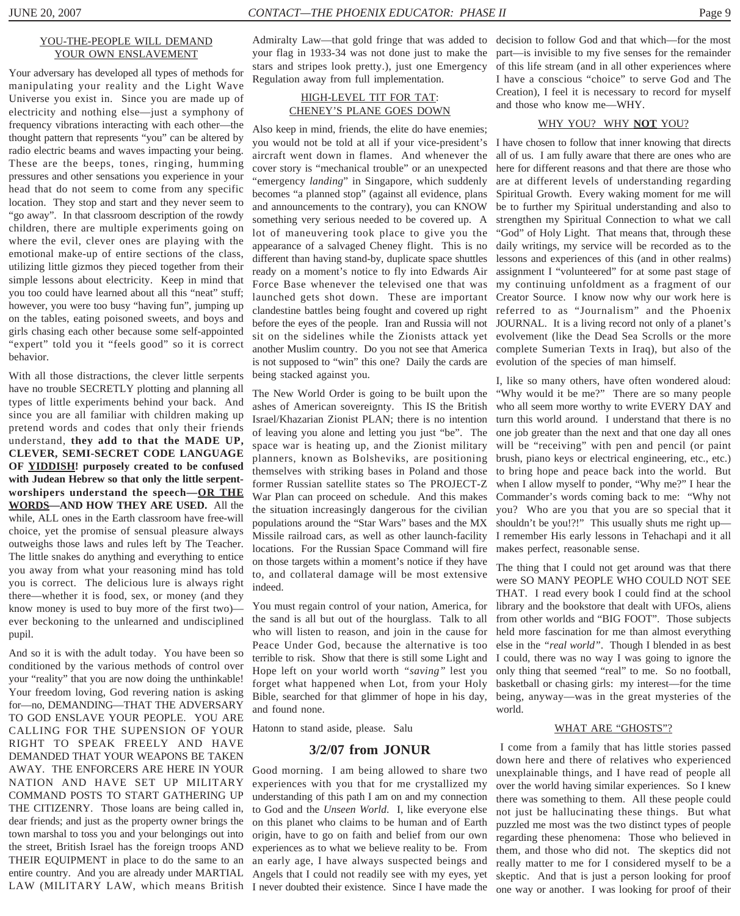## YOU-THE-PEOPLE WILL DEMAND YOUR OWN ENSLAVEMENT

Your adversary has developed all types of methods for manipulating your reality and the Light Wave Universe you exist in. Since you are made up of electricity and nothing else—just a symphony of frequency vibrations interacting with each other—the thought pattern that represents "you" can be altered by radio electric beams and waves impacting your being. These are the beeps, tones, ringing, humming pressures and other sensations you experience in your head that do not seem to come from any specific location. They stop and start and they never seem to "go away". In that classroom description of the rowdy children, there are multiple experiments going on where the evil, clever ones are playing with the emotional make-up of entire sections of the class, utilizing little gizmos they pieced together from their simple lessons about electricity. Keep in mind that you too could have learned about all this "neat" stuff; however, you were too busy "having fun", jumping up on the tables, eating poisoned sweets, and boys and girls chasing each other because some self-appointed "expert" told you it "feels good" so it is correct behavior.

With all those distractions, the clever little serpents have no trouble SECRETLY plotting and planning all types of little experiments behind your back. And since you are all familiar with children making up pretend words and codes that only their friends understand, **they add to that the MADE UP, CLEVER, SEMI-SECRET CODE LANGUAGE OF YIDDISH! purposely created to be confused with Judean Hebrew so that only the little serpent-worshipers understand the speech—OR THE WORDS—AND HOW THEY ARE USED.** All the while, ALL ones in the Earth classroom have free-will choice, yet the promise of sensual pleasure always outweighs those laws and rules left by The Teacher. The little snakes do anything and everything to entice you away from what your reasoning mind has told you is correct. The delicious lure is always right there—whether it is food, sex, or money (and they know money is used to buy more of the first two)—ever beckoning to the unlearned and undisciplined pupil.

And so it is with the adult today. You have been so conditioned by the various methods of control over your "reality" that you are now doing the unthinkable! Your freedom loving, God revering nation is asking for—no, DEMANDING—THAT THE ADVERSARY TO GOD ENSLAVE YOUR PEOPLE. YOU ARE CALLING FOR THE SUPENSION OF YOUR RIGHT TO SPEAK FREELY AND HAVE DEMANDED THAT YOUR WEAPONS BE TAKEN AWAY. THE ENFORCERS ARE HERE IN YOUR NATION AND HAVE SET UP MILITARY COMMAND POSTS TO START GATHERING UP THE CITIZENRY. Those loans are being called in, dear friends; and just as the property owner brings the town marshal to toss you and your belongings out into the street, British Israel has the foreign troops AND THEIR EQUIPMENT in place to do the same to an entire country. And you are already under MARTIAL LAW (MILITARY LAW, which means British Admiralty Law—that gold fringe that was added to your flag in 1933-34 was not done just to make the stars and stripes look pretty.), just one Emergency Regulation away from full implementation.

## HIGH-LEVEL TIT FOR TAT: CHENEY'S PLANE GOES DOWN

Also keep in mind, friends, the elite do have enemies; you would not be told at all if your vice-president's aircraft went down in flames. And whenever the cover story is "mechanical trouble" or an unexpected "emergency *landing*" in Singapore, which suddenly becomes "a planned stop" (against all evidence, plans and announcements to the contrary), you can KNOW something very serious needed to be covered up. A lot of maneuvering took place to give you the appearance of a salvaged Cheney flight. This is no different than having stand-by, duplicate space shuttles ready on a moment's notice to fly into Edwards Air Force Base whenever the televised one that was launched gets shot down. These are important clandestine battles being fought and covered up right before the eyes of the people. Iran and Russia will not sit on the sidelines while the Zionists attack yet another Muslim country. Do you not see that America is not supposed to "win" this one? Daily the cards are being stacked against you.

The New World Order is going to be built upon the ashes of American sovereignty. This IS the British Israel/Khazarian Zionist PLAN; there is no intention of leaving you alone and letting you just "be". The space war is heating up, and the Zionist military planners, known as Bolsheviks, are positioning themselves with striking bases in Poland and those former Russian satellite states so The PROJECT-Z War Plan can proceed on schedule. And this makes the situation increasingly dangerous for the civilian populations around the "Star Wars" bases and the MX Missile railroad cars, as well as other launch-facility locations. For the Russian Space Command will fire on those targets within a moment's notice if they have to, and collateral damage will be most extensive indeed.

You must regain control of your nation, America, for the sand is all but out of the hourglass. Talk to all who will listen to reason, and join in the cause for Peace Under God, because the alternative is too terrible to risk. Show that there is still some Light and Hope left on your world worth *"saving"* lest you forget what happened when Lot, from your Holy Bible, searched for that glimmer of hope in his day, and found none.

Hatonn to stand aside, please. Salu

## 3/2/07 from JONUR

Good morning. I am being allowed to share two experiences with you that for me crystallized my understanding of this path I am on and my connection to God and the *Unseen World*. I, like everyone else on this planet who claims to be human and of Earth origin, have to go on faith and belief from our own experiences as to what we believe reality to be. From an early age, I have always suspected beings and Angels that I could not readily see with my eyes, yet I never doubted their existence. Since I have made the decision to follow God and that which—for the most part—is invisible to my five senses for the remainder of this life stream (and in all other experiences where I have a conscious "choice" to serve God and The Creation), I feel it is necessary to record for myself and those who know me—WHY.

## WHY YOU? WHY **NOT** YOU?

I have chosen to follow that inner knowing that directs all of us. I am fully aware that there are ones who are here for different reasons and that there are those who are at different levels of understanding regarding Spiritual Growth. Every waking moment for me will be to further my Spiritual understanding and also to strengthen my Spiritual Connection to what we call "God" of Holy Light. That means that, through these daily writings, my service will be recorded as to the lessons and experiences of this (and in other realms) assignment I "volunteered" for at some past stage of my continuing unfoldment as a fragment of our Creator Source. I know now why our work here is referred to as "Journalism" and the Phoenix JOURNAL. It is a living record not only of a planet's evolvement (like the Dead Sea Scrolls or the more complete Sumerian Texts in Iraq), but also of the evolution of the species of man himself.

I, like so many others, have often wondered aloud: "Why would it be me?" There are so many people who all seem more worthy to write EVERY DAY and turn this world around. I understand that there is no one job greater than the next and that one day all ones will be "receiving" with pen and pencil (or paint brush, piano keys or electrical engineering, etc., etc.) to bring hope and peace back into the world. But when I allow myself to ponder, "Why me?" I hear the Commander's words coming back to me: "Why not you? Who are you that you are so special that it shouldn't be you!?!" This usually shuts me right up—I remember His early lessons in Tehachapi and it all makes perfect, reasonable sense.

The thing that I could not get around was that there were SO MANY PEOPLE WHO COULD NOT SEE THAT. I read every book I could find at the school library and the bookstore that dealt with UFOs, aliens from other worlds and "BIG FOOT". Those subjects held more fascination for me than almost everything else in the *"real world"*. Though I blended in as best I could, there was no way I was going to ignore the only thing that seemed "real" to me. So no football, basketball or chasing girls: my interest—for the time being, anyway—was in the great mysteries of the world.

## WHAT ARE "GHOSTS"?

I come from a family that has little stories passed down here and there of relatives who experienced unexplainable things, and I have read of people all over the world having similar experiences. So I knew there was something to them. All these people could not just be hallucinating these things. But what puzzled me most was the two distinct types of people regarding these phenomena: Those who believed in them, and those who did not. The skeptics did not really matter to me for I considered myself to be a skeptic. And that is just a person looking for proof one way or another. I was looking for proof of their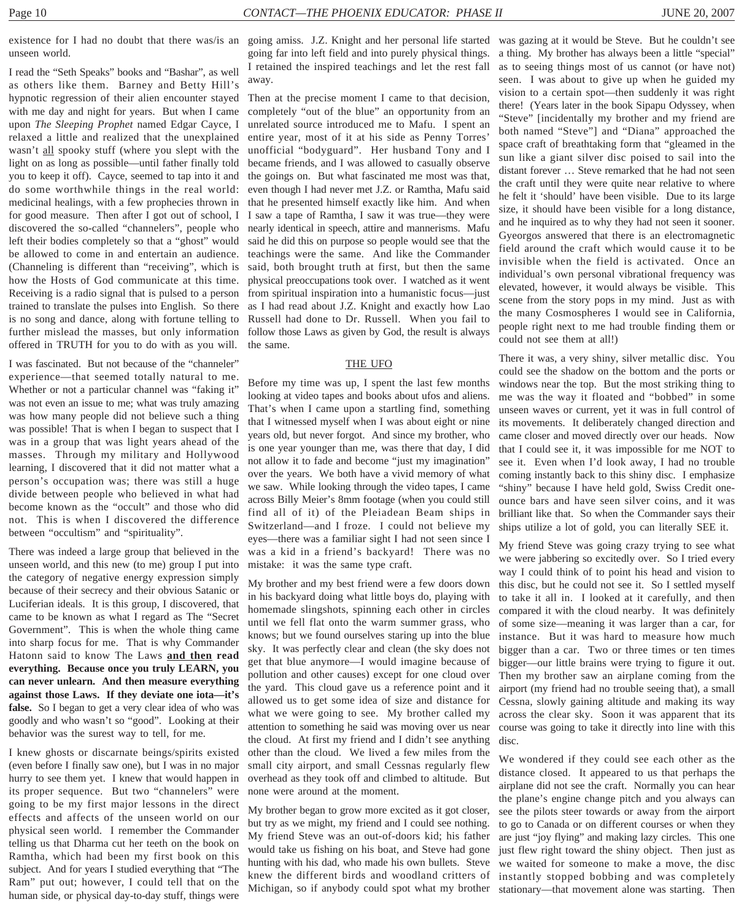existence for I had no doubt that there was/is an unseen world.

I read the "Seth Speaks" books and "Bashar", as well as others like them. Barney and Betty Hill's hypnotic regression of their alien encounter stayed with me day and night for years. But when I came upon *The Sleeping Prophet* named Edgar Cayce, I relaxed a little and realized that the unexplained wasn't <u>all</u> spooky stuff (where you slept with the light <u>on</u> as long as possible—until father finally told you to keep it off). Cayce, seemed to tap into it and do some worthwhile things in the real world: medicinal healings, with a few prophecies thrown in for good measure. Then after I got out of school, I discovered the so-called "channelers", people who left their bodies completely so that a "ghost" would be allowed to come in and entertain an audience. (Channeling is different than "receiving", which is how the Hosts of God communicate at this time. Receiving is a radio signal that is pulsed to a person trained to translate the pulses into English. So there is no song and dance, along with fortune telling to further mislead the masses, but only information offered in TRUTH for you to do with as you will.

I was fascinated. But not because of the "channeler" experience—that seemed totally natural to me. Whether or not a particular channel was "faking it" was not even an issue to me; what was truly amazing was how many people did not believe such a thing was possible! That is when I began to suspect that I was in a group that was light years ahead of the masses. Through my military and Hollywood learning, I discovered that it did not matter what a person's occupation was; there was still a huge divide between people who believed in what had become known as the "occult" and those who did not. This is when I discovered the difference between "occultism" and "spirituality".

There was indeed a large group that believed in the unseen world, and this new (to me) group I put into the category of negative energy expression simply because of their secrecy and their obvious Satanic or Luciferian ideals. It is this group, I discovered, that came to be known as what I regard as The "Secret Government". This is when the whole thing came into sharp focus for me. That is why Commander Hatonn said to know The Laws **<u>and then</u> read everything. Because once you truly LEARN, you can never unlearn. And then measure everything against those Laws. If they deviate one iota—it's false.** So I began to get a very clear idea of who was goodly and who wasn't so "good". Looking at their behavior was the surest way to tell, for me.

I knew ghosts or discarnate beings/spirits existed (even before I finally saw one), but I was in no major hurry to see them yet. I knew that would happen in its proper sequence. But two "channelers" were going to be my first major lessons in the direct effects and affects of the unseen world on our physical seen world. I remember the Commander telling us that Dharma cut her teeth on the book on Ramtha, which had been my first book on this subject. And for years I studied everything that "The Ram" put out; however, I could tell that on the human side, or physical day-to-day stuff, things were going amiss. J.Z. Knight and her personal life started going far into left field and into purely physical things. I retained the inspired teachings and let the rest fall away.

Then at the precise moment I came to that decision, completely "out of the blue" an opportunity from an unrelated source introduced me to Mafu. I spent an entire year, most of it at his side as Penny Torres' unofficial "bodyguard". Her husband Tony and I became friends, and I was allowed to casually observe the goings on. But what fascinated me most was that, even though I had never met J.Z. or Ramtha, Mafu said that he presented himself exactly like him. And when I saw a tape of Ramtha, I saw it was true—they were nearly identical in speech, attire and mannerisms. Mafu said he did this on purpose so people would see that the teachings were the same. And like the Commander said, both brought truth at first, but then the same physical preoccupations took over. I watched as it went from spiritual inspiration into a humanistic focus—just as I had read about J.Z. Knight and exactly how Lao Russell had done to Dr. Russell. When you fail to follow those Laws as given by God, the result is always the same.

## THE UFO

Before my time was up, I spent the last few months looking at video tapes and books about ufos and aliens. That's when I came upon a startling find, something that I witnessed myself when I was about eight or nine years old, but never forgot. And since my brother, who is one year younger than me, was there that day, I did not allow it to fade and become "just my imagination" over the years. We both have a vivid memory of what we saw. While looking through the video tapes, I came across Billy Meier's 8mm footage (when you could still find all of it) of the Pleiadean Beam ships in Switzerland—and I froze. I could not believe my eyes—there was a familiar sight I had not seen since I was a kid in a friend's backyard! There was no mistake: it was the same type craft.

My brother and my best friend were a few doors down in his backyard doing what little boys do, playing with homemade slingshots, spinning each other in circles until we fell flat onto the warm summer grass, who knows; but we found ourselves staring up into the blue sky. It was perfectly clear and clean (the sky does not get that blue anymore—I would imagine because of pollution and other causes) except for one cloud over the yard. This cloud gave us a reference point and it allowed us to get some idea of size and distance for what we were going to see. My brother called my attention to something he said was moving over us near the cloud. At first my friend and I didn't see anything other than the cloud. We lived a few miles from the small city airport, and small Cessnas regularly flew overhead as they took off and climbed to altitude. But none were around at the moment.

My brother began to grow more excited as it got closer, but try as we might, my friend and I could see nothing. My friend Steve was an out-of-doors kid; his father would take us fishing on his boat, and Steve had gone hunting with his dad, who made his own bullets. Steve knew the different birds and woodland critters of Michigan, so if anybody could spot what my brother was gazing at it would be Steve. But he couldn't see a thing. My brother has always been a little "special" as to seeing things most of us cannot (or have not) seen. I was about to give up when he guided my vision to a certain spot—then suddenly it was right there! (Years later in the book Sipapu Odyssey, when "Steve" [incidentally my brother and my friend are both named "Steve"] and "Diana" approached the space craft of breathtaking form that "gleamed in the sun like a giant silver disc poised to sail into the distant forever … Steve remarked that he had not seen the craft until they were quite near relative to where he felt it 'should' have been visible. Due to its large size, it should have been visible for a long distance, and he inquired as to why they had not seen it sooner. Gyeorgos answered that there is an electromagnetic field around the craft which would cause it to be invisible when the field is activated. Once an individual's own personal vibrational frequency was elevated, however, it would always be visible. This scene from the story pops in my mind. Just as with the many Cosmospheres I would see in California, people right next to me had trouble finding them or could not see them at all!)

There it was, a very shiny, silver metallic disc. You could see the shadow on the bottom and the ports or windows near the top. But the most striking thing to me was the way it floated and "bobbed" in some unseen waves or current, yet it was in full control of its movements. It deliberately changed direction and came closer and moved directly over our heads. Now that I could see it, it was impossible for me NOT to see it. Even when I'd look away, I had no trouble coming instantly back to this shiny disc. I emphasize "shiny" because I have held gold, Swiss Credit one-ounce bars and have seen silver coins, and it was brilliant like that. So when the Commander says their ships utilize a lot of gold, you can literally SEE it.

My friend Steve was going crazy trying to see what we were jabbering so excitedly over. So I tried every way I could think of to point his head and vision to this disc, but he could not see it. So I settled myself to take it all in. I looked at it carefully, and then compared it with the cloud nearby. It was definitely of some size—meaning it was larger than a car, for instance. But it was hard to measure how much bigger than a car. Two or three times or ten times bigger—our little brains were trying to figure it out. Then my brother saw an airplane coming from the airport (my friend had no trouble seeing that), a small Cessna, slowly gaining altitude and making its way across the clear sky. Soon it was apparent that its course was going to take it directly into line with this disc.

We wondered if they could see each other as the distance closed. It appeared to us that perhaps the airplane did not see the craft. Normally you can hear the plane's engine change pitch and you always can see the pilots steer towards or away from the airport to go to Canada or on different courses or when they are just "joy flying" and making lazy circles. This one just flew right toward the shiny object. Then just as we waited for someone to make a move, the disc instantly stopped bobbing and was completely stationary—that movement alone was starting. Then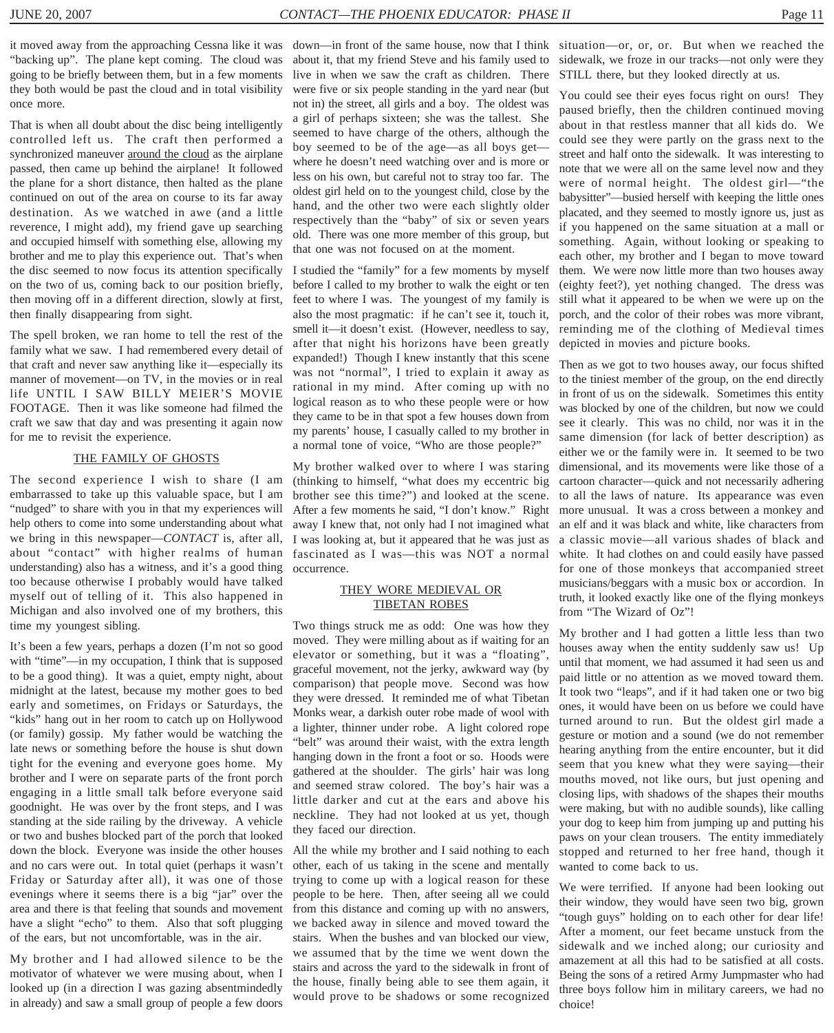it moved away from the approaching Cessna like it was "backing up". The plane kept coming. The cloud was going to be briefly between them, but in a few moments they both would be past the cloud and in total visibility once more.

That is when all doubt about the disc being intelligently controlled left us. The craft then performed a synchronized maneuver around the cloud as the airplane passed, then came up behind the airplane! It followed the plane for a short distance, then halted as the plane continued on out of the area on course to its far away destination. As we watched in awe (and a little reverence, I might add), my friend gave up searching and occupied himself with something else, allowing my brother and me to play this experience out. That's when the disc seemed to now focus its attention specifically on the two of us, coming back to our position briefly, then moving off in a different direction, slowly at first, then finally disappearing from sight.

The spell broken, we ran home to tell the rest of the family what we saw. I had remembered every detail of that craft and never saw anything like it—especially its manner of movement—on TV, in the movies or in real life UNTIL I SAW BILLY MEIER'S MOVIE FOOTAGE. Then it was like someone had filmed the craft we saw that day and was presenting it again now for me to revisit the experience.

## THE FAMILY OF GHOSTS

The second experience I wish to share (I am embarrassed to take up this valuable space, but I am "nudged" to share with you in that my experiences will help others to come into some understanding about what we bring in this newspaper—*CONTACT* is, after all, about "contact" with higher realms of human understanding) also has a witness, and it's a good thing too because otherwise I probably would have talked myself out of telling of it. This also happened in Michigan and also involved one of my brothers, this time my youngest sibling.

It's been a few years, perhaps a dozen (I'm not so good with "time"—in my occupation, I think that is supposed to be a good thing). It was a quiet, empty night, about midnight at the latest, because my mother goes to bed early and sometimes, on Fridays or Saturdays, the "kids" hang out in her room to catch up on Hollywood (or family) gossip. My father would be watching the late news or something before the house is shut down tight for the evening and everyone goes home. My brother and I were on separate parts of the front porch engaging in a little small talk before everyone said goodnight. He was over by the front steps, and I was standing at the side railing by the driveway. A vehicle or two and bushes blocked part of the porch that looked down the block. Everyone was inside the other houses and no cars were out. In total quiet (perhaps it wasn't Friday or Saturday after all), it was one of those evenings where it seems there is a big "jar" over the area and there is that feeling that sounds and movement have a slight "echo" to them. Also that soft plugging of the ears, but not uncomfortable, was in the air.

My brother and I had allowed silence to be the motivator of whatever we were musing about, when I looked up (in a direction I was gazing absentmindedly in already) and saw a small group of people a few doors down—in front of the same house, now that I think about it, that my friend Steve and his family used to live in when we saw the craft as children. There were five or six people standing in the yard near (but not in) the street, all girls and a boy. The oldest was a girl of perhaps sixteen; she was the tallest. She seemed to have charge of the others, although the boy seemed to be of the age—as all boys get—where he doesn't need watching over and is more or less on his own, but careful not to stray too far. The oldest girl held on to the youngest child, close by the hand, and the other two were each slightly older respectively than the "baby" of six or seven years old. There was one more member of this group, but that one was not focused on at the moment.

I studied the "family" for a few moments by myself before I called to my brother to walk the eight or ten feet to where I was. The youngest of my family is also the most pragmatic: if he can't see it, touch it, smell it—it doesn't exist. (However, needless to say, after that night his horizons have been greatly expanded!) Though I knew instantly that this scene was not "normal", I tried to explain it away as rational in my mind. After coming up with no logical reason as to who these people were or how they came to be in that spot a few houses down from my parents' house, I casually called to my brother in a normal tone of voice, "Who are those people?"

My brother walked over to where I was staring (thinking to himself, "what does my eccentric big brother see this time?") and looked at the scene. After a few moments he said, "I don't know." Right away I knew that, not only had I not imagined what I was looking at, but it appeared that he was just as fascinated as I was—this was NOT a normal occurrence.

## THEY WORE MEDIEVAL OR TIBETAN ROBES

Two things struck me as odd: One was how they moved. They were milling about as if waiting for an elevator or something, but it was a "floating", graceful movement, not the jerky, awkward way (by comparison) that people move. Second was how they were dressed. It reminded me of what Tibetan Monks wear, a darkish outer robe made of wool with a lighter, thinner under robe. A light colored rope "belt" was around their waist, with the extra length hanging down in the front a foot or so. Hoods were gathered at the shoulder. The girls' hair was long and seemed straw colored. The boy's hair was a little darker and cut at the ears and above his neckline. They had not looked at us yet, though they faced our direction.

All the while my brother and I said nothing to each other, each of us taking in the scene and mentally trying to come up with a logical reason for these people to be here. Then, after seeing all we could from this distance and coming up with no answers, we backed away in silence and moved toward the stairs. When the bushes and van blocked our view, we assumed that by the time we went down the stairs and across the yard to the sidewalk in front of the house, finally being able to see them again, it would prove to be shadows or some recognized situation—or, or, or. But when we reached the sidewalk, we froze in our tracks—not only were they STILL there, but they looked directly at us.

You could see their eyes focus right on ours! They paused briefly, then the children continued moving about in that restless manner that all kids do. We could see they were partly on the grass next to the street and half onto the sidewalk. It was interesting to note that we were all on the same level now and they were of normal height. The oldest girl—"the babysitter"—busied herself with keeping the little ones placated, and they seemed to mostly ignore us, just as if you happened on the same situation at a mall or something. Again, without looking or speaking to each other, my brother and I began to move toward them. We were now little more than two houses away (eighty feet?), yet nothing changed. The dress was still what it appeared to be when we were up on the porch, and the color of their robes was more vibrant, reminding me of the clothing of Medieval times depicted in movies and picture books.

Then as we got to two houses away, our focus shifted to the tiniest member of the group, on the end directly in front of us on the sidewalk. Sometimes this entity was blocked by one of the children, but now we could see it clearly. This was no child, nor was it in the same dimension (for lack of better description) as either we or the family were in. It seemed to be two dimensional, and its movements were like those of a cartoon character—quick and not necessarily adhering to all the laws of nature. Its appearance was even more unusual. It was a cross between a monkey and an elf and it was black and white, like characters from a classic movie—all various shades of black and white. It had clothes on and could easily have passed for one of those monkeys that accompanied street musicians/beggars with a music box or accordion. In truth, it looked exactly like one of the flying monkeys from "The Wizard of Oz"!

My brother and I had gotten a little less than two houses away when the entity suddenly saw us! Up until that moment, we had assumed it had seen us and paid little or no attention as we moved toward them. It took two "leaps", and if it had taken one or two big ones, it would have been on us before we could have turned around to run. But the oldest girl made a gesture or motion and a sound (we do not remember hearing anything from the entire encounter, but it did seem that you knew what they were saying—their mouths moved, not like ours, but just opening and closing lips, with shadows of the shapes their mouths were making, but with no audible sounds), like calling your dog to keep him from jumping up and putting his paws on your clean trousers. The entity immediately stopped and returned to her free hand, though it wanted to come back to us.

We were terrified. If anyone had been looking out their window, they would have seen two big, grown "tough guys" holding on to each other for dear life! After a moment, our feet became unstuck from the sidewalk and we inched along; our curiosity and amazement at all this had to be satisfied at all costs. Being the sons of a retired Army Jumpmaster who had three boys follow him in military careers, we had no choice!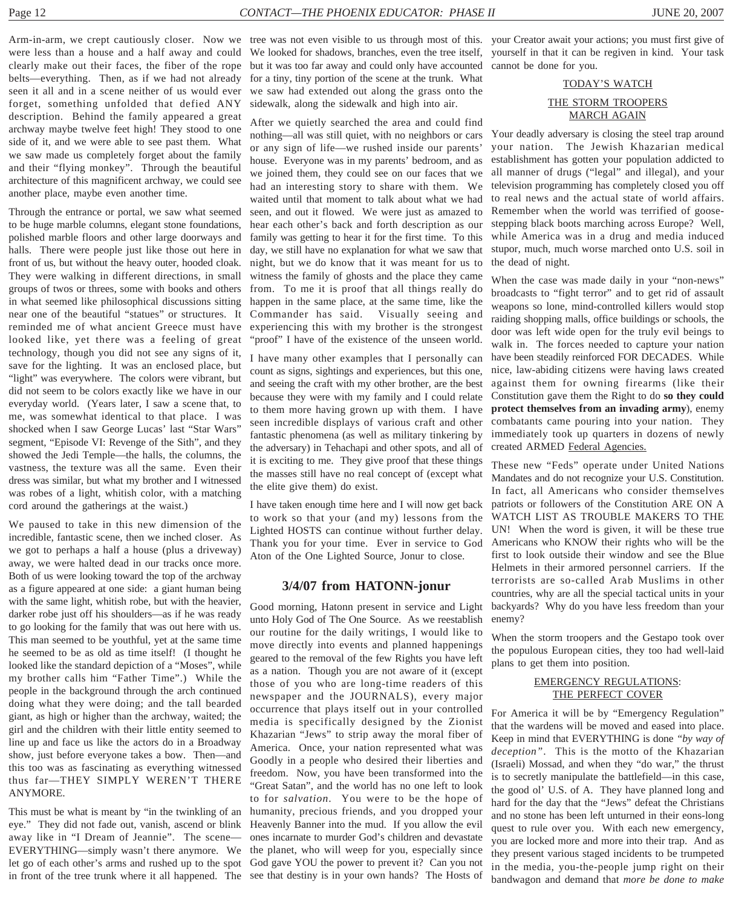Arm-in-arm, we crept cautiously closer. Now we were less than a house and a half away and could clearly make out their faces, the fiber of the rope belts—everything. Then, as if we had not already seen it all and in a scene neither of us would ever forget, something unfolded that defied ANY description. Behind the family appeared a great archway maybe twelve feet high! They stood to one side of it, and we were able to see past them. What we saw made us completely forget about the family and their "flying monkey". Through the beautiful architecture of this magnificent archway, we could see another place, maybe even another time.

Through the entrance or portal, we saw what seemed to be huge marble columns, elegant stone foundations, polished marble floors and other large doorways and halls. There were people just like those out here in front of us, but without the heavy outer, hooded cloak. They were walking in different directions, in small groups of twos or threes, some with books and others in what seemed like philosophical discussions sitting near one of the beautiful "statues" or structures. It reminded me of what ancient Greece must have looked like, yet there was a feeling of great technology, though you did not see any signs of it, save for the lighting. It was an enclosed place, but "light" was everywhere. The colors were vibrant, but did not seem to be colors exactly like we have in our everyday world. (Years later, I saw a scene that, to me, was somewhat identical to that place. I was shocked when I saw George Lucas' last "Star Wars" segment, "Episode VI: Revenge of the Sith", and they showed the Jedi Temple—the halls, the columns, the vastness, the texture was all the same. Even their dress was similar, but what my brother and I witnessed was robes of a light, whitish color, with a matching cord around the gatherings at the waist.)

We paused to take in this new dimension of the incredible, fantastic scene, then we inched closer. As we got to perhaps a half a house (plus a driveway) away, we were halted dead in our tracks once more. Both of us were looking toward the top of the archway as a figure appeared at one side: a giant human being with the same light, whitish robe, but with the heavier, darker robe just off his shoulders—as if he was ready to go looking for the family that was out here with us. This man seemed to be youthful, yet at the same time he seemed to be as old as time itself! (I thought he looked like the standard depiction of a "Moses", while my brother calls him "Father Time".) While the people in the background through the arch continued doing what they were doing; and the tall bearded giant, as high or higher than the archway, waited; the girl and the children with their little entity seemed to line up and face us like the actors do in a Broadway show, just before everyone takes a bow. Then—and this too was as fascinating as everything witnessed thus far—THEY SIMPLY WEREN'T THERE ANYMORE.

This must be what is meant by "in the twinkling of an eye." They did not fade out, vanish, ascend or blink away like in "I Dream of Jeannie". The scene—EVERYTHING—simply wasn't there anymore. We let go of each other's arms and rushed up to the spot in front of the tree trunk where it all happened. The tree was not even visible to us through most of this. We looked for shadows, branches, even the tree itself, but it was too far away and could only have accounted for a tiny, tiny portion of the scene at the trunk. What we saw had extended out along the grass onto the sidewalk, along the sidewalk and high into air.

After we quietly searched the area and could find nothing—all was still quiet, with no neighbors or cars or any sign of life—we rushed inside our parents' house. Everyone was in my parents' bedroom, and as we joined them, they could see on our faces that we had an interesting story to share with them. We waited until that moment to talk about what we had seen, and out it flowed. We were just as amazed to hear each other's back and forth description as our family was getting to hear it for the first time. To this day, we still have no explanation for what we saw that night, but we do know that it was meant for us to witness the family of ghosts and the place they came from. To me it is proof that all things really do happen in the same place, at the same time, like the Commander has said. Visually seeing and experiencing this with my brother is the strongest "proof" I have of the existence of the unseen world.

I have many other examples that I personally can count as signs, sightings and experiences, but this one, and seeing the craft with my other brother, are the best because they were with my family and I could relate to them more having grown up with them. I have seen incredible displays of various craft and other fantastic phenomena (as well as military tinkering by the adversary) in Tehachapi and other spots, and all of it is exciting to me. They give proof that these things the masses still have no real concept of (except what the elite give them) do exist.

I have taken enough time here and I will now get back to work so that your (and my) lessons from the Lighted HOSTS can continue without further delay. Thank you for your time. Ever in service to God Aton of the One Lighted Source, Jonur to close.

## 3/4/07 from HATONN-jonur

Good morning, Hatonn present in service and Light unto Holy God of The One Source. As we reestablish our routine for the daily writings, I would like to move directly into events and planned happenings geared to the removal of the few Rights you have left as a nation. Though you are not aware of it (except those of you who are long-time readers of this newspaper and the JOURNALS), every major occurrence that plays itself out in your controlled media is specifically designed by the Zionist Khazarian "Jews" to strip away the moral fiber of America. Once, your nation represented what was Goodly in a people who desired their liberties and freedom. Now, you have been transformed into the "Great Satan", and the world has no one left to look to for *salvation*. You were to be the hope of humanity, precious friends, and you dropped your Heavenly Banner into the mud. If you allow the evil ones incarnate to murder God's children and devastate the planet, who will weep for you, especially since God gave YOU the power to prevent it? Can you not see that destiny is in your own hands? The Hosts of your Creator await your actions; you must first give of yourself in that it can be regiven in kind. Your task cannot be done for you.

### TODAY'S WATCH

### THE STORM TROOPERS MARCH AGAIN

Your deadly adversary is closing the steel trap around your nation. The Jewish Khazarian medical establishment has gotten your population addicted to all manner of drugs ("legal" and illegal), and your television programming has completely closed you off to real news and the actual state of world affairs. Remember when the world was terrified of goose-stepping black boots marching across Europe? Well, while America was in a drug and media induced stupor, much, much worse marched onto U.S. soil in the dead of night.

When the case was made daily in your "non-news" broadcasts to "fight terror" and to get rid of assault weapons so lone, mind-controlled killers would stop raiding shopping malls, office buildings or schools, the door was left wide open for the truly evil beings to walk in. The forces needed to capture your nation have been steadily reinforced FOR DECADES. While nice, law-abiding citizens were having laws created against them for owning firearms (like their Constitution gave them the Right to do **so they could protect themselves from an invading army**), enemy combatants came pouring into your nation. They immediately took up quarters in dozens of newly created ARMED Federal Agencies.

These new "Feds" operate under United Nations Mandates and do not recognize your U.S. Constitution. In fact, all Americans who consider themselves patriots or followers of the Constitution ARE ON A WATCH LIST AS TROUBLE MAKERS TO THE UN! When the word is given, it will be these true Americans who KNOW their rights who will be the first to look outside their window and see the Blue Helmets in their armored personnel carriers. If the terrorists are so-called Arab Muslims in other countries, why are all the special tactical units in your backyards? Why do you have less freedom than your enemy?

When the storm troopers and the Gestapo took over the populous European cities, they too had well-laid plans to get them into position.

### EMERGENCY REGULATIONS: THE PERFECT COVER

For America it will be by "Emergency Regulation" that the wardens will be moved and eased into place. Keep in mind that EVERYTHING is done *"by way of deception"*. This is the motto of the Khazarian (Israeli) Mossad, and when they "do war," the thrust is to secretly manipulate the battlefield—in this case, the good ol' U.S. of A. They have planned long and hard for the day that the "Jews" defeat the Christians and no stone has been left unturned in their eons-long quest to rule over you. With each new emergency, you are locked more and more into their trap. And as they present various staged incidents to be trumpeted in the media, you-the-people jump right on their bandwagon and demand that *more be done to make*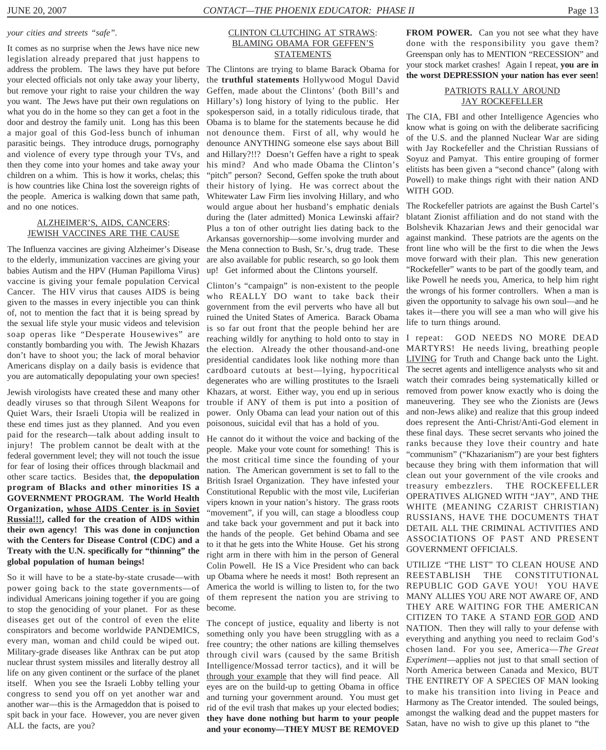*your cities and streets "safe".*

It comes as no surprise when the Jews have nice new legislation already prepared that just happens to address the problem. The laws they have put before your elected officials not only take away your liberty, but remove your right to raise your children the way you want. The Jews have put their own regulations on what you do in the home so they can get a foot in the door and destroy the family unit. Long has this been a major goal of this God-less bunch of inhuman parasitic beings. They introduce drugs, pornography and violence of every type through your TVs, and then they come into your homes and take away your children on a whim. This is how it works, chelas; this is how countries like China lost the sovereign rights of the people. America is walking down that same path, and no one notices.

## ALZHEIMER'S, AIDS, CANCERS: JEWISH VACCINES ARE THE CAUSE

The Influenza vaccines are giving Alzheimer's Disease to the elderly, immunization vaccines are giving your babies Autism and the HPV (Human Papilloma Virus) vaccine is giving your female population Cervical Cancer. The HIV virus that causes AIDS is being given to the masses in every injectible you can think of, not to mention the fact that it is being spread by the sexual life style your music videos and television soap operas like "Desperate Housewives" are constantly bombarding you with. The Jewish Khazars don't have to shoot you; the lack of moral behavior Americans display on a daily basis is evidence that you are automatically depopulating your own species!

Jewish virologists have created these and many other deadly viruses so that through Silent Weapons for Quiet Wars, their Israeli Utopia will be realized in these end times just as they planned. And you even paid for the research—talk about adding insult to injury! The problem cannot be dealt with at the federal government level; they will not touch the issue for fear of losing their offices through blackmail and other scare tactics. Besides that, **the depopulation program of Blacks and other minorities IS a GOVERNMENT PROGRAM. The World Health Organization, <u>whose AIDS Center is in Soviet Russia!!!</u>, called for the creation of AIDS within their own agency! This was done in conjunction with the Centers for Disease Control (CDC) and a Treaty with the U.N. specifically for "thinning" the global population of human beings!**

So it will have to be a state-by-state crusade—with power going back to the state governments—of individual Americans joining together if you are going to stop the genociding of your planet. For as these diseases get out of the control of even the elite conspirators and become worldwide PANDEMICS, every man, woman and child could be wiped out. Military-grade diseases like Anthrax can be put atop nuclear thrust system missiles and literally destroy all life on any given continent or the surface of the planet itself. When you see the Israeli Lobby telling your congress to send you off on yet another war and another war—this is the Armageddon that is poised to spit back in your face. However, you are never given ALL the facts, are you?

## CLINTON CLUTCHING AT STRAWS: BLAMING OBAMA FOR GEFFEN'S STATEMENTS

The Clintons are trying to blame Barack Obama for the **truthful statements** Hollywood Mogul David Geffen, made about the Clintons' (both Bill's and Hillary's) long history of lying to the public. Her spokesperson said, in a totally ridiculous tirade, that Obama is to blame for the statements because he did not denounce them. First of all, why would he denounce ANYTHING someone else says about Bill and Hillary?!!? Doesn't Geffen have a right to speak his mind? And who made Obama the Clinton's "pitch" person? Second, Geffen spoke the truth about their history of lying. He was correct about the Whitewater Law Firm lies involving Hillary, and who would argue about her husband's emphatic denials during the (later admitted) Monica Lewinski affair? Plus a ton of other outright lies dating back to the Arkansas governorship—some involving murder and the Mena connection to Bush, Sr.'s, drug trade. These are also available for public research, so go look them up! Get informed about the Clintons yourself.

Clinton's "campaign" is non-existent to the people who REALLY DO want to take back their government from the evil perverts who have all but ruined the United States of America. Barack Obama is so far out front that the people behind her are reaching wildly for anything to hold onto to stay in the election. Already the other thousand-and-one presidential candidates look like nothing more than cardboard cutouts at best—lying, hypocritical degenerates who are willing prostitutes to the Israeli Khazars, at worst. Either way, you end up in serious trouble if ANY of them is put into a position of power. Only Obama can lead your nation out of this poisonous, suicidal evil that has a hold of you.

He cannot do it without the voice and backing of the people. Make your vote count for something! This is the most critical time since the founding of your nation. The American government is set to fall to the British Israel Organization. They have infested your Constitutional Republic with the most vile, Luciferian vipers known in your nation's history. The grass roots "movement", if you will, can stage a bloodless coup and take back your government and put it back into the hands of the people. Get behind Obama and see to it that he gets into the White House. Get his strong right arm in there with him in the person of General Colin Powell. He IS a Vice President who can back up Obama where he needs it most! Both represent an America the world is willing to listen to, for the two of them represent the nation you are striving to become.

The concept of justice, equality and liberty is not something only you have been struggling with as a free country; the other nations are killing themselves through civil wars (caused by the same British Intelligence/Mossad terror tactics), and it will be <u>through your example</u> that they will find peace. All eyes are on the build-up to getting Obama in office and turning your government around. You must get rid of the evil trash that makes up your elected bodies; **they have done nothing but harm to your people and your economy—THEY MUST BE REMOVED FROM POWER.** Can you not see what they have done with the responsibility you gave them? Greenspan only has to MENTION "RECESSION" and your stock market crashes! Again I repeat, **you are in the worst DEPRESSION your nation has ever seen!**

## PATRIOTS RALLY AROUND JAY ROCKEFELLER

The CIA, FBI and other Intelligence Agencies who know what is going on with the deliberate sacrificing of the U.S. and the planned Nuclear War are siding with Jay Rockefeller and the Christian Russians of Soyuz and Pamyat. This entire grouping of former elitists has been given a "second chance" (along with Powell) to make things right with their nation AND WITH GOD.

The Rockefeller patriots are against the Bush Cartel's blatant Zionist affiliation and do not stand with the Bolshevik Khazarian Jews and their genocidal war against mankind. These patriots are the agents on the front line who will be the first to die when the Jews move forward with their plan. This new generation "Rockefeller" wants to be part of the goodly team, and like Powell he needs you, America, to help him right the wrongs of his former controllers. When a man is given the opportunity to salvage his own soul—and he takes it—there you will see a man who will give his life to turn things around.

I repeat: GOD NEEDS NO MORE DEAD MARTYRS! He needs living, breathing people <u>LIVING</u> for Truth and Change back unto the Light. The secret agents and intelligence analysts who sit and watch their comrades being systematically killed or removed from power know exactly who is doing the maneuvering. They see who the Zionists are (Jews and non-Jews alike) and realize that this group indeed does represent the Anti-Christ/Anti-God element in these final days. These secret servants who joined the ranks because they love their country and hate "communism" ("Khazarianism") are your best fighters because they bring with them information that will clean out your government of the vile crooks and treasury embezzlers. THE ROCKEFELLER OPERATIVES ALIGNED WITH "JAY", AND THE WHITE (MEANING CZARIST CHRISTIAN) RUSSIANS, HAVE THE DOCUMENTS THAT DETAIL ALL THE CRIMINAL ACTIVITIES AND ASSOCIATIONS OF PAST AND PRESENT GOVERNMENT OFFICIALS.

UTILIZE "THE LIST" TO CLEAN HOUSE AND REESTABLISH THE CONSTITUTIONAL REPUBLIC GOD GAVE YOU! YOU HAVE MANY ALLIES YOU ARE NOT AWARE OF, AND THEY ARE WAITING FOR THE AMERICAN CITIZEN TO TAKE A STAND <u>FOR GOD</u> AND NATION. Then they will rally to your defense with everything and anything you need to reclaim God's chosen land. For you see, America—*The Great Experiment*—applies not just to that small section of North America between Canada and Mexico, BUT THE ENTIRETY OF A SPECIES OF MAN looking to make his transition into living in Peace and Harmony as The Creator intended. The souled beings, amongst the walking dead and the puppet masters for Satan, have no wish to give up this planet to "the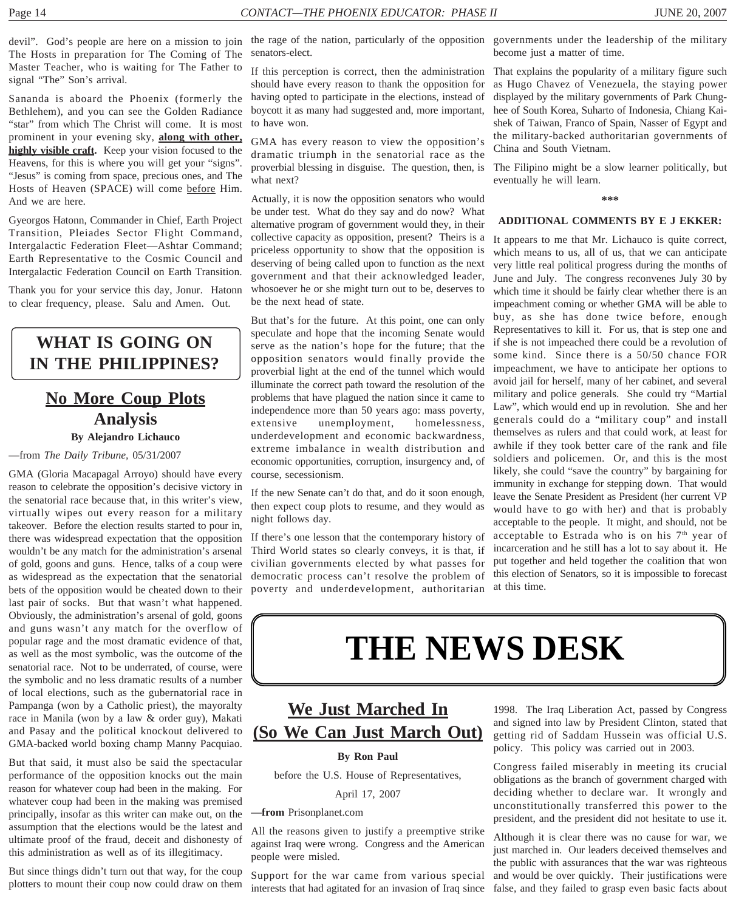devil". God's people are here on a mission to join The Hosts in preparation for The Coming of The Master Teacher, who is waiting for The Father to signal "The" Son's arrival.

Sananda is aboard the Phoenix (formerly the Bethlehem), and you can see the Golden Radiance "star" from which The Christ will come. It is most prominent in your evening sky, **along with other, highly visible craft.** Keep your vision focused to the Heavens, for this is where you will get your "signs". "Jesus" is coming from space, precious ones, and The Hosts of Heaven (SPACE) will come before Him. And we are here.

Gyeorgos Hatonn, Commander in Chief, Earth Project Transition, Pleiades Sector Flight Command, Intergalactic Federation Fleet—Ashtar Command; Earth Representative to the Cosmic Council and Intergalactic Federation Council on Earth Transition.

Thank you for your service this day, Jonur. Hatonn to clear frequency, please. Salu and Amen. Out.

# WHAT IS GOING ON IN THE PHILIPPINES?

## No More Coup Plots Analysis

**By Alejandro Lichauco**

—from *The Daily Tribune*, 05/31/2007

GMA (Gloria Macapagal Arroyo) should have every reason to celebrate the opposition's decisive victory in the senatorial race because that, in this writer's view, virtually wipes out every reason for a military takeover. Before the election results started to pour in, there was widespread expectation that the opposition wouldn't be any match for the administration's arsenal of gold, goons and guns. Hence, talks of a coup were as widespread as the expectation that the senatorial bets of the opposition would be cheated down to their last pair of socks. But that wasn't what happened. Obviously, the administration's arsenal of gold, goons and guns wasn't any match for the overflow of popular rage and the most dramatic evidence of that, as well as the most symbolic, was the outcome of the senatorial race. Not to be underrated, of course, were the symbolic and no less dramatic results of a number of local elections, such as the gubernatorial race in Pampanga (won by a Catholic priest), the mayoralty race in Manila (won by a law & order guy), Makati and Pasay and the political knockout delivered to GMA-backed world boxing champ Manny Pacquiao.

But that said, it must also be said the spectacular performance of the opposition knocks out the main reason for whatever coup had been in the making. For whatever coup had been in the making was premised principally, insofar as this writer can make out, on the assumption that the elections would be the latest and ultimate proof of the fraud, deceit and dishonesty of this administration as well as of its illegitimacy.

But since things didn't turn out that way, for the coup plotters to mount their coup now could draw on them the rage of the nation, particularly of the opposition senators-elect.

If this perception is correct, then the administration should have every reason to thank the opposition for having opted to participate in the elections, instead of boycott it as many had suggested and, more important, to have won.

GMA has every reason to view the opposition's dramatic triumph in the senatorial race as the proverbial blessing in disguise. The question, then, is what next?

Actually, it is now the opposition senators who would be under test. What do they say and do now? What alternative program of government would they, in their collective capacity as opposition, present? Theirs is a priceless opportunity to show that the opposition is deserving of being called upon to function as the next government and that their acknowledged leader, whosoever he or she might turn out to be, deserves to be the next head of state.

But that's for the future. At this point, one can only speculate and hope that the incoming Senate would serve as the nation's hope for the future; that the opposition senators would finally provide the proverbial light at the end of the tunnel which would illuminate the correct path toward the resolution of the problems that have plagued the nation since it came to independence more than 50 years ago: mass poverty, extensive unemployment, homelessness, underdevelopment and economic backwardness, extreme imbalance in wealth distribution and economic opportunities, corruption, insurgency and, of course, secessionism.

If the new Senate can't do that, and do it soon enough, then expect coup plots to resume, and they would as night follows day.

If there's one lesson that the contemporary history of Third World states so clearly conveys, it is that, if civilian governments elected by what passes for democratic process can't resolve the problem of poverty and underdevelopment, authoritarian governments under the leadership of the military become just a matter of time.

That explains the popularity of a military figure such as Hugo Chavez of Venezuela, the staying power displayed by the military governments of Park Chung-hee of South Korea, Suharto of Indonesia, Chiang Kai-shek of Taiwan, Franco of Spain, Nasser of Egypt and the military-backed authoritarian governments of China and South Vietnam.

The Filipino might be a slow learner politically, but eventually he will learn.

\*\*\*

**ADDITIONAL COMMENTS BY E J EKKER:**

It appears to me that Mr. Lichauco is quite correct, which means to us, all of us, that we can anticipate very little real political progress during the months of June and July. The congress reconvenes July 30 by which time it should be fairly clear whether there is an impeachment coming or whether GMA will be able to buy, as she has done twice before, enough Representatives to kill it. For us, that is step one and if she is not impeached there could be a revolution of some kind. Since there is a 50/50 chance FOR impeachment, we have to anticipate her options to avoid jail for herself, many of her cabinet, and several military and police generals. She could try "Martial Law", which would end up in revolution. She and her generals could do a "military coup" and install themselves as rulers and that could work, at least for awhile if they took better care of the rank and file soldiers and policemen. Or, and this is the most likely, she could "save the country" by bargaining for immunity in exchange for stepping down. That would leave the Senate President as President (her current VP would have to go with her) and that is probably acceptable to the people. It might, and should, not be acceptable to Estrada who is on his 7th year of incarceration and he still has a lot to say about it. He put together and held together the coalition that won this election of Senators, so it is impossible to forecast at this time.

# THE NEWS DESK

## We Just Marched In (So We Can Just March Out)

**By Ron Paul**

before the U.S. House of Representatives,

April 17, 2007

**—from** Prisonplanet.com

All the reasons given to justify a preemptive strike against Iraq were wrong. Congress and the American people were misled.

Support for the war came from various special interests that had agitated for an invasion of Iraq since 1998. The Iraq Liberation Act, passed by Congress and signed into law by President Clinton, stated that getting rid of Saddam Hussein was official U.S. policy. This policy was carried out in 2003.

Congress failed miserably in meeting its crucial obligations as the branch of government charged with deciding whether to declare war. It wrongly and unconstitutionally transferred this power to the president, and the president did not hesitate to use it.

Although it is clear there was no cause for war, we just marched in. Our leaders deceived themselves and the public with assurances that the war was righteous and would be over quickly. Their justifications were false, and they failed to grasp even basic facts about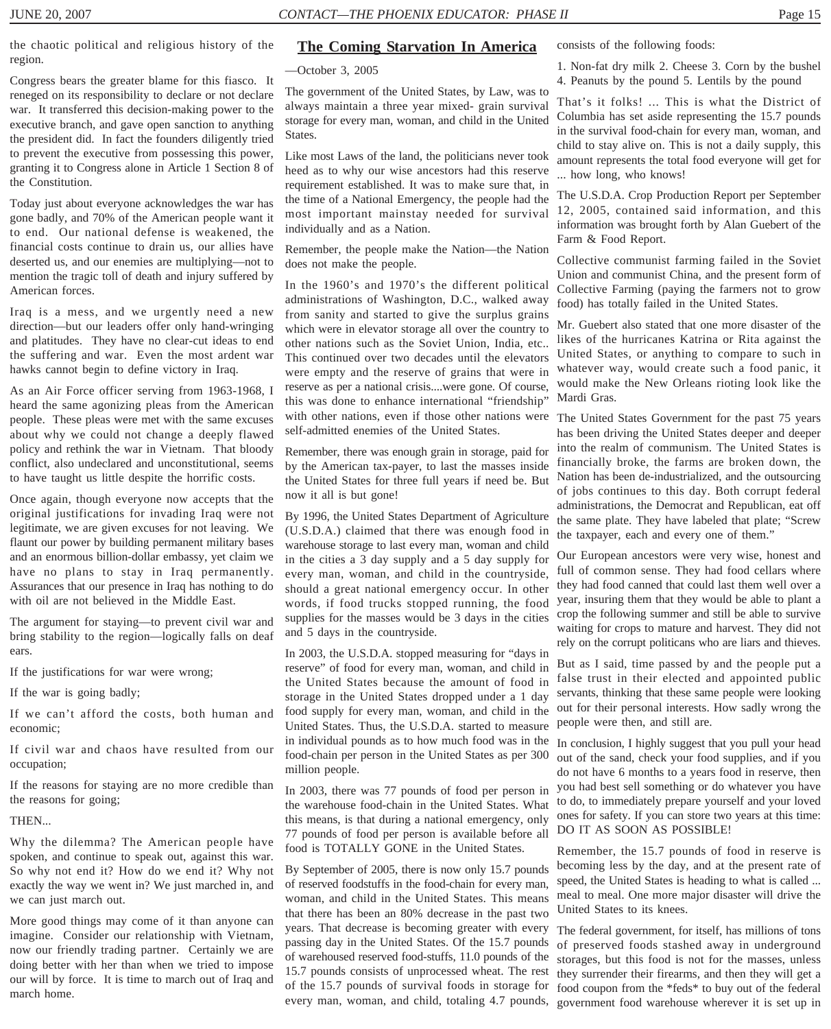the chaotic political and religious history of the region.

Congress bears the greater blame for this fiasco. It reneged on its responsibility to declare or not declare war. It transferred this decision-making power to the executive branch, and gave open sanction to anything the president did. In fact the founders diligently tried to prevent the executive from possessing this power, granting it to Congress alone in Article 1 Section 8 of the Constitution.

Today just about everyone acknowledges the war has gone badly, and 70% of the American people want it to end. Our national defense is weakened, the financial costs continue to drain us, our allies have deserted us, and our enemies are multiplying—not to mention the tragic toll of death and injury suffered by American forces.

Iraq is a mess, and we urgently need a new direction—but our leaders offer only hand-wringing and platitudes. They have no clear-cut ideas to end the suffering and war. Even the most ardent war hawks cannot begin to define victory in Iraq.

As an Air Force officer serving from 1963-1968, I heard the same agonizing pleas from the American people. These pleas were met with the same excuses about why we could not change a deeply flawed policy and rethink the war in Vietnam. That bloody conflict, also undeclared and unconstitutional, seems to have taught us little despite the horrific costs.

Once again, though everyone now accepts that the original justifications for invading Iraq were not legitimate, we are given excuses for not leaving. We flaunt our power by building permanent military bases and an enormous billion-dollar embassy, yet claim we have no plans to stay in Iraq permanently. Assurances that our presence in Iraq has nothing to do with oil are not believed in the Middle East.

The argument for staying—to prevent civil war and bring stability to the region—logically falls on deaf ears.

If the justifications for war were wrong;

If the war is going badly;

If we can't afford the costs, both human and economic;

If civil war and chaos have resulted from our occupation;

If the reasons for staying are no more credible than the reasons for going;

THEN...

Why the dilemma? The American people have spoken, and continue to speak out, against this war. So why not end it? How do we end it? Why not exactly the way we went in? We just marched in, and we can just march out.

More good things may come of it than anyone can imagine. Consider our relationship with Vietnam, now our friendly trading partner. Certainly we are doing better with her than when we tried to impose our will by force. It is time to march out of Iraq and march home.

## The Coming Starvation In America

—October 3, 2005

The government of the United States, by Law, was to always maintain a three year mixed- grain survival storage for every man, woman, and child in the United States.

Like most Laws of the land, the politicians never took heed as to why our wise ancestors had this reserve requirement established. It was to make sure that, in the time of a National Emergency, the people had the most important mainstay needed for survival individually and as a Nation.

Remember, the people make the Nation—the Nation does not make the people.

In the 1960's and 1970's the different political administrations of Washington, D.C., walked away from sanity and started to give the surplus grains which were in elevator storage all over the country to other nations such as the Soviet Union, India, etc.. This continued over two decades until the elevators were empty and the reserve of grains that were in reserve as per a national crisis....were gone. Of course, this was done to enhance international "friendship" with other nations, even if those other nations were self-admitted enemies of the United States.

Remember, there was enough grain in storage, paid for by the American tax-payer, to last the masses inside the United States for three full years if need be. But now it all is but gone!

By 1996, the United States Department of Agriculture (U.S.D.A.) claimed that there was enough food in warehouse storage to last every man, woman and child in the cities a 3 day supply and a 5 day supply for every man, woman, and child in the countryside, should a great national emergency occur. In other words, if food trucks stopped running, the food supplies for the masses would be 3 days in the cities and 5 days in the countryside.

In 2003, the U.S.D.A. stopped measuring for "days in reserve" of food for every man, woman, and child in the United States because the amount of food in storage in the United States dropped under a 1 day food supply for every man, woman, and child in the United States. Thus, the U.S.D.A. started to measure in individual pounds as to how much food was in the food-chain per person in the United States as per 300 million people.

In 2003, there was 77 pounds of food per person in the warehouse food-chain in the United States. What this means, is that during a national emergency, only 77 pounds of food per person is available before all food is TOTALLY GONE in the United States.

By September of 2005, there is now only 15.7 pounds of reserved foodstuffs in the food-chain for every man, woman, and child in the United States. This means that there has been an 80% decrease in the past two years. That decrease is becoming greater with every passing day in the United States. Of the 15.7 pounds of warehoused reserved food-stuffs, 11.0 pounds of the 15.7 pounds consists of unprocessed wheat. The rest of the 15.7 pounds of survival foods in storage for every man, woman, and child, totaling 4.7 pounds, consists of the following foods:

1. Non-fat dry milk 2. Cheese 3. Corn by the bushel 4. Peanuts by the pound 5. Lentils by the pound

That's it folks! ... This is what the District of Columbia has set aside representing the 15.7 pounds in the survival food-chain for every man, woman, and child to stay alive on. This is not a daily supply, this amount represents the total food everyone will get for ... how long, who knows!

The U.S.D.A. Crop Production Report per September 12, 2005, contained said information, and this information was brought forth by Alan Guebert of the Farm & Food Report.

Collective communist farming failed in the Soviet Union and communist China, and the present form of Collective Farming (paying the farmers not to grow food) has totally failed in the United States.

Mr. Guebert also stated that one more disaster of the likes of the hurricanes Katrina or Rita against the United States, or anything to compare to such in whatever way, would create such a food panic, it would make the New Orleans rioting look like the Mardi Gras.

The United States Government for the past 75 years has been driving the United States deeper and deeper into the realm of communism. The United States is financially broke, the farms are broken down, the Nation has been de-industrialized, and the outsourcing of jobs continues to this day. Both corrupt federal administrations, the Democrat and Republican, eat off the same plate. They have labeled that plate; "Screw the taxpayer, each and every one of them."

Our European ancestors were very wise, honest and full of common sense. They had food cellars where they had food canned that could last them well over a year, insuring them that they would be able to plant a crop the following summer and still be able to survive waiting for crops to mature and harvest. They did not rely on the corrupt politicans who are liars and thieves.

But as I said, time passed by and the people put a false trust in their elected and appointed public servants, thinking that these same people were looking out for their personal interests. How sadly wrong the people were then, and still are.

In conclusion, I highly suggest that you pull your head out of the sand, check your food supplies, and if you do not have 6 months to a years food in reserve, then you had best sell something or do whatever you have to do, to immediately prepare yourself and your loved ones for safety. If you can store two years at this time: DO IT AS SOON AS POSSIBLE!

Remember, the 15.7 pounds of food in reserve is becoming less by the day, and at the present rate of speed, the United States is heading to what is called ... meal to meal. One more major disaster will drive the United States to its knees.

The federal government, for itself, has millions of tons of preserved foods stashed away in underground storages, but this food is not for the masses, unless they surrender their firearms, and then they will get a food coupon from the *feds* to buy out of the federal government food warehouse wherever it is set up in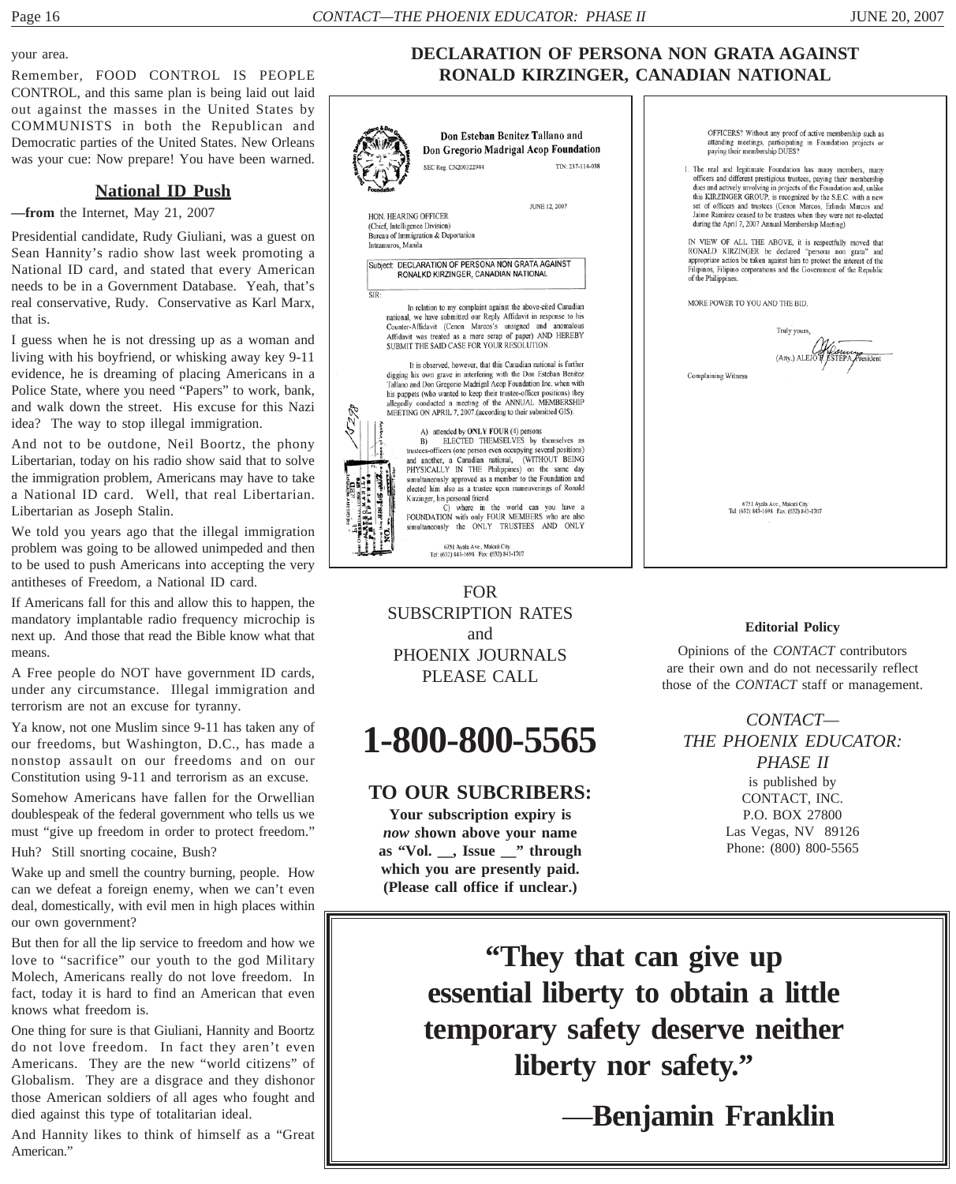your area.

Remember, FOOD CONTROL IS PEOPLE CONTROL, and this same plan is being laid out laid out against the masses in the United States by COMMUNISTS in both the Republican and Democratic parties of the United States. New Orleans was your cue: Now prepare! You have been warned.

## National ID Push

**—from** the Internet, May 21, 2007

Presidential candidate, Rudy Giuliani, was a guest on Sean Hannity's radio show last week promoting a National ID card, and stated that every American needs to be in a Government Database. Yeah, that's real conservative, Rudy. Conservative as Karl Marx, that is.

I guess when he is not dressing up as a woman and living with his boyfriend, or whisking away key 9-11 evidence, he is dreaming of placing Americans in a Police State, where you need "Papers" to work, bank, and walk down the street. His excuse for this Nazi idea? The way to stop illegal immigration.

And not to be outdone, Neil Boortz, the phony Libertarian, today on his radio show said that to solve the immigration problem, Americans may have to take a National ID card. Well, that real Libertarian. Libertarian as Joseph Stalin.

We told you years ago that the illegal immigration problem was going to be allowed unimpeded and then to be used to push Americans into accepting the very antitheses of Freedom, a National ID card.

If Americans fall for this and allow this to happen, the mandatory implantable radio frequency microchip is next up. And those that read the Bible know what that means.

A Free people do NOT have government ID cards, under any circumstance. Illegal immigration and terrorism are not an excuse for tyranny.

Ya know, not one Muslim since 9-11 has taken any of our freedoms, but Washington, D.C., has made a nonstop assault on our freedoms and on our Constitution using 9-11 and terrorism as an excuse.

Somehow Americans have fallen for the Orwellian doublespeak of the federal government who tells us we must "give up freedom in order to protect freedom."

Huh? Still snorting cocaine, Bush?

Wake up and smell the country burning, people. How can we defeat a foreign enemy, when we can't even deal, domestically, with evil men in high places within our own government?

But then for all the lip service to freedom and how we love to "sacrifice" our youth to the god Military Molech, Americans really do not love freedom. In fact, today it is hard to find an American that even knows what freedom is.

One thing for sure is that Giuliani, Hannity and Boortz do not love freedom. In fact they aren't even Americans. They are the new "world citizens" of Globalism. They are a disgrace and they dishonor those American soldiers of all ages who fought and died against this type of totalitarian ideal.

And Hannity likes to think of himself as a "Great American."

## DECLARATION OF PERSONA NON GRATA AGAINST RONALD KIRZINGER, CANADIAN NATIONAL

**Don Esteban Benitez Tallano and Don Gregorio Madrigal Acop Foundation**

SEC Reg. CN200322944 TIN: 237-114-038

JUNE 12, 2007

HON. HEARING OFFICER
(Chief, Intelligence Division)
Bureau of Immigration & Deportation
Intramuros, Manila

Subject: DECLARATION OF PERSONA NON GRATA AGAINST RONALKD KIRZINGER, CANADIAN NATIONAL

SIR:

In relation to my complaint against the above-cited Canadian national, we have submitted our Reply Affidavit in response to his Counter-Affidavit (Cenon Marcos's unsigned and anomalous Affidavit was treated as a mere scrap of paper) AND HEREBY SUBMIT THE SAID CASE FOR YOUR RESOLUTION.

It is observed, however, that this Canadian national is further digging his own grave in interfering with the Don Esteban Benitez Tallano and Don Gregorio Madrigal Acop Foundation Inc. when with his puppets (who wanted to keep their trustee-officer positions) they allegedly conducted a meeting of the ANNUAL MEMBERSHIP MEETING ON APRIL 7, 2007.(according to their submitted GIS):

A) attended by ONLY FOUR (4) persons
B) ELECTED THEMSELVES by themselves as trustees-officers (one person even occupying several positions) and another, a Canadian national, (WITHOUT BEING PHYSICALLY IN THE Philippines) on the same day simultaneously approved as a member to the Foundation and elected him also as a trustee upon maneuverings of Ronald Kirzinger, his personal friend.
C) where in the world can you have a FOUNDATION with only FOUR MEMBERS who are also simultaneously the ONLY TRUSTEES AND ONLY OFFICERS? Without any proof of active membership such as attending meetings, participating in Foundation projects or paying their membership DUES?

1. The real and legitimate Foundation has many members, many officers and different prestigious trustees, paying their membership dues and actively involving in projects of the Foundation and, unlike this KIRZINGER GROUP, is recognized by the S.E.C. with a new set of officers and trustees (Cenon Marcos, Erlinda Marcos and Jaime Ramirez ceased to be trustees when they were not re-elected during the April 7, 2007 Annual Membership Meeting)

IN VIEW OF ALL THE ABOVE, it is respectfully moved that RONALD KIRZINGER be declared "persona non grata" and appropriate action be taken against him to protect the interest of the Filipinos, Filipino corporations and the Government of the Republic of the Philippines.

MORE POWER TO YOU AND THE BID.

Truly yours,

(Atty.) ALEJO E. ESTEPA, President
Complaining Witness

6751 Ayala Ave., Makati City
Tel: (632) 843-1698 Fax: (632) 843-1707

FOR SUBSCRIPTION RATES and PHOENIX JOURNALS PLEASE CALL

# 1-800-800-5565

**TO OUR SUBCRIBERS:**

**Your subscription expiry is *now* shown above your name as "Vol. __, Issue __" through which you are presently paid. (Please call office if unclear.)**

**Editorial Policy**

Opinions of the *CONTACT* contributors are their own and do not necessarily reflect those of the *CONTACT* staff or management.

*CONTACT—THE PHOENIX EDUCATOR: PHASE II*
is published by
CONTACT, INC.
P.O. BOX 27800
Las Vegas, NV 89126
Phone: (800) 800-5565

**"They that can give up essential liberty to obtain a little temporary safety deserve neither liberty nor safety."**

**—Benjamin Franklin**